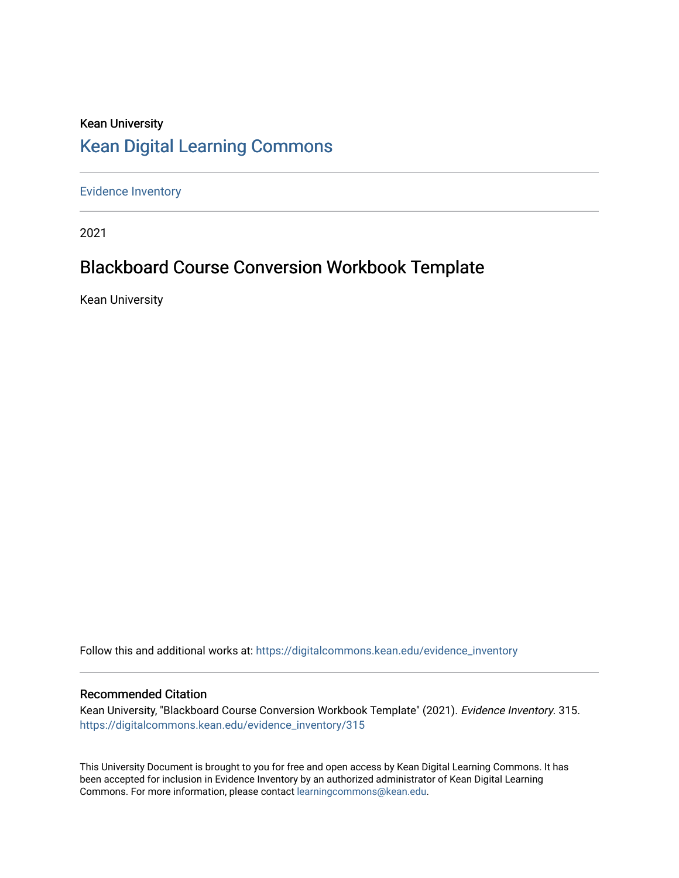Kean University

## Kean Digital Learning Commons

Evidence Inventory

2021

# Blackboard Course Conversion Workbook Template

Kean University

Follow this and additional works at: https://digitalcommons.kean.edu/evidence_inventory

### Recommended Citation

Kean University, "Blackboard Course Conversion Workbook Template" (2021). *Evidence Inventory*. 315.
https://digitalcommons.kean.edu/evidence_inventory/315

This University Document is brought to you for free and open access by Kean Digital Learning Commons. It has been accepted for inclusion in Evidence Inventory by an authorized administrator of Kean Digital Learning Commons. For more information, please contact learningcommons@kean.edu.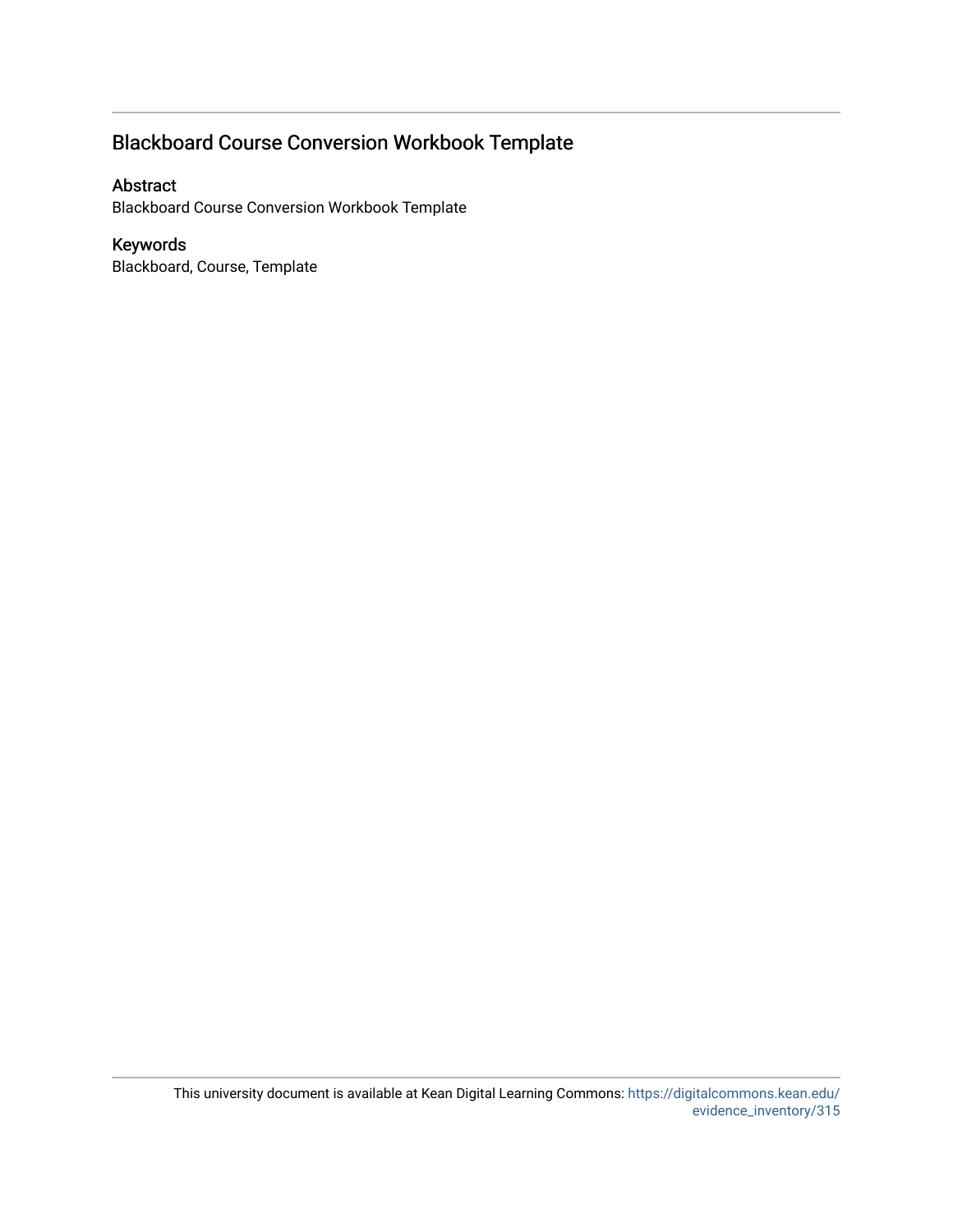## Blackboard Course Conversion Workbook Template

### Abstract

Blackboard Course Conversion Workbook Template

### Keywords

Blackboard, Course, Template

This university document is available at Kean Digital Learning Commons: https://digitalcommons.kean.edu/evidence_inventory/315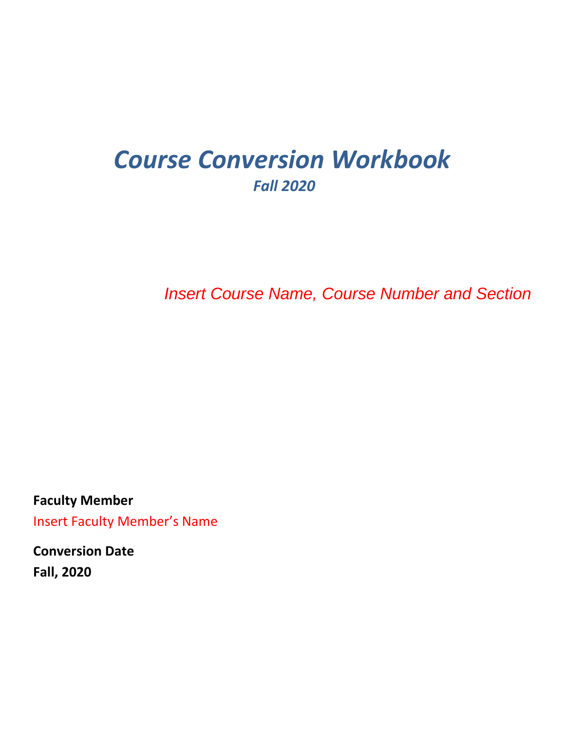# *Course Conversion Workbook*

***Fall 2020***

*Insert Course Name, Course Number and Section*

**Faculty Member**

Insert Faculty Member's Name

**Conversion Date**

**Fall, 2020**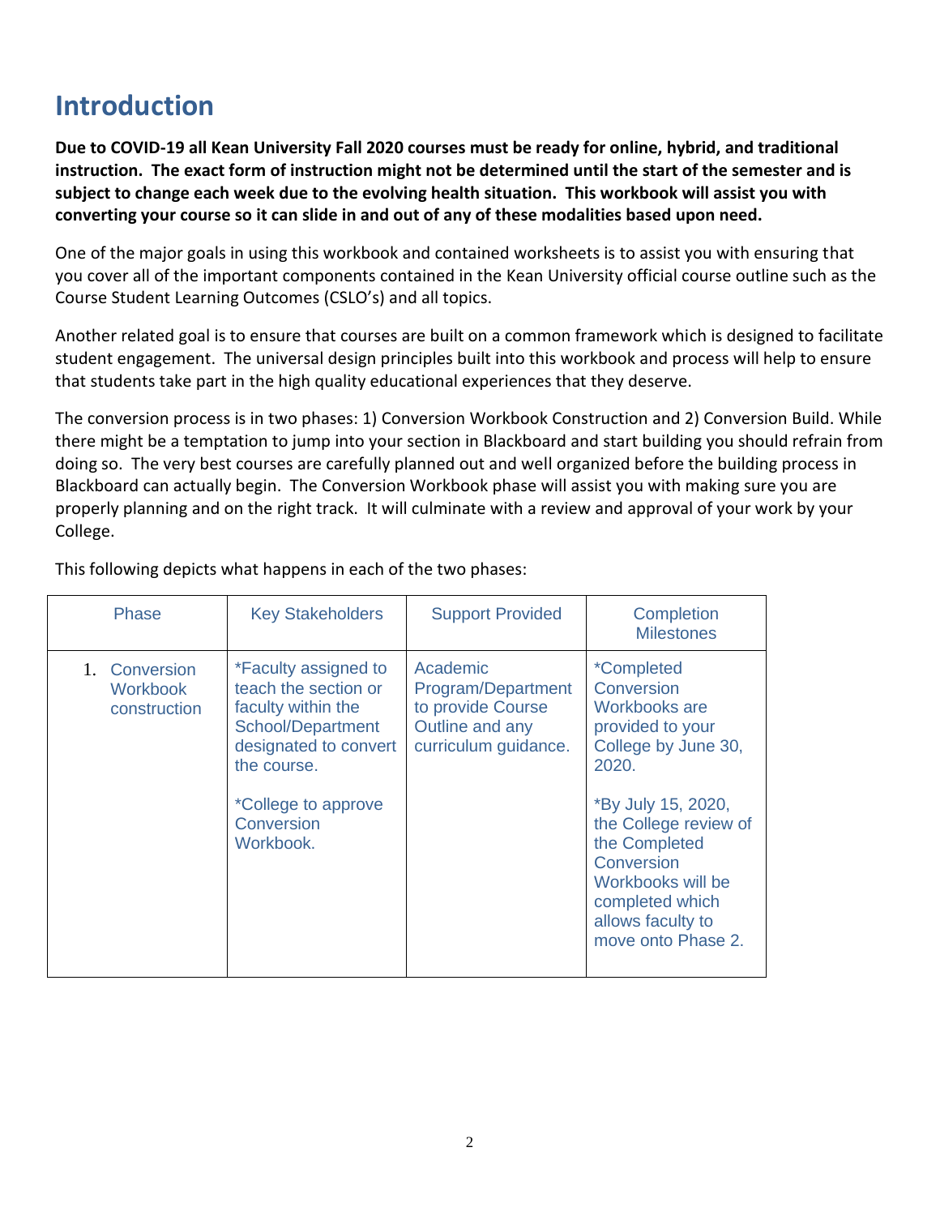# Introduction

**Due to COVID-19 all Kean University Fall 2020 courses must be ready for online, hybrid, and traditional instruction. The exact form of instruction might not be determined until the start of the semester and is subject to change each week due to the evolving health situation. This workbook will assist you with converting your course so it can slide in and out of any of these modalities based upon need.**

One of the major goals in using this workbook and contained worksheets is to assist you with ensuring that you cover all of the important components contained in the Kean University official course outline such as the Course Student Learning Outcomes (CSLO's) and all topics.

Another related goal is to ensure that courses are built on a common framework which is designed to facilitate student engagement. The universal design principles built into this workbook and process will help to ensure that students take part in the high quality educational experiences that they deserve.

The conversion process is in two phases: 1) Conversion Workbook Construction and 2) Conversion Build. While there might be a temptation to jump into your section in Blackboard and start building you should refrain from doing so. The very best courses are carefully planned out and well organized before the building process in Blackboard can actually begin. The Conversion Workbook phase will assist you with making sure you are properly planning and on the right track. It will culminate with a review and approval of your work by your College.

This following depicts what happens in each of the two phases:

| Phase | Key Stakeholders | Support Provided | Completion Milestones |
|---|---|---|---|
| 1. Conversion Workbook construction | *Faculty assigned to teach the section or faculty within the School/Department designated to convert the course.<br><br>*College to approve Conversion Workbook. | Academic Program/Department to provide Course Outline and any curriculum guidance. | *Completed Conversion Workbooks are provided to your College by June 30, 2020.<br><br>*By July 15, 2020, the College review of the Completed Conversion Workbooks will be completed which allows faculty to move onto Phase 2. |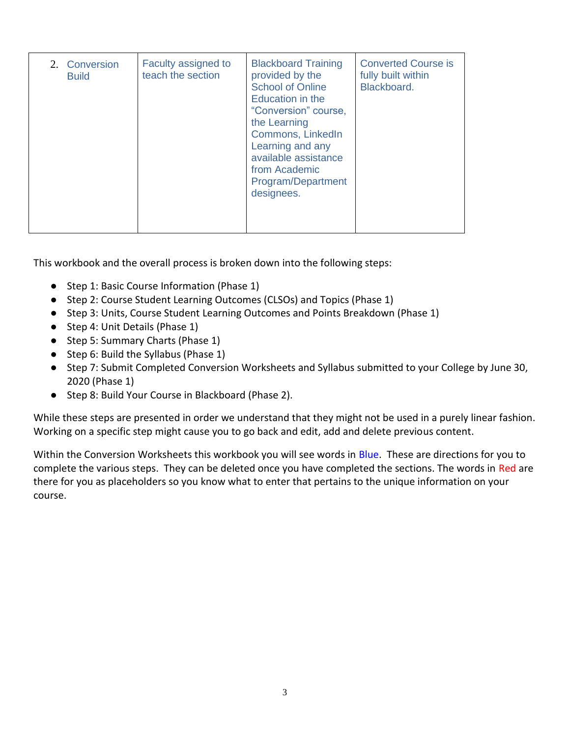| 2. Conversion Build | Faculty assigned to teach the section | Blackboard Training provided by the School of Online Education in the "Conversion" course, the Learning Commons, LinkedIn Learning and any available assistance from Academic Program/Department designees. | Converted Course is fully built within Blackboard. |
|---|---|---|---|

This workbook and the overall process is broken down into the following steps:

- Step 1: Basic Course Information (Phase 1)
- Step 2: Course Student Learning Outcomes (CLSOs) and Topics (Phase 1)
- Step 3: Units, Course Student Learning Outcomes and Points Breakdown (Phase 1)
- Step 4: Unit Details (Phase 1)
- Step 5: Summary Charts (Phase 1)
- Step 6: Build the Syllabus (Phase 1)
- Step 7: Submit Completed Conversion Worksheets and Syllabus submitted to your College by June 30, 2020 (Phase 1)
- Step 8: Build Your Course in Blackboard (Phase 2).

While these steps are presented in order we understand that they might not be used in a purely linear fashion. Working on a specific step might cause you to go back and edit, add and delete previous content.

Within the Conversion Worksheets this workbook you will see words in Blue. These are directions for you to complete the various steps. They can be deleted once you have completed the sections. The words in Red are there for you as placeholders so you know what to enter that pertains to the unique information on your course.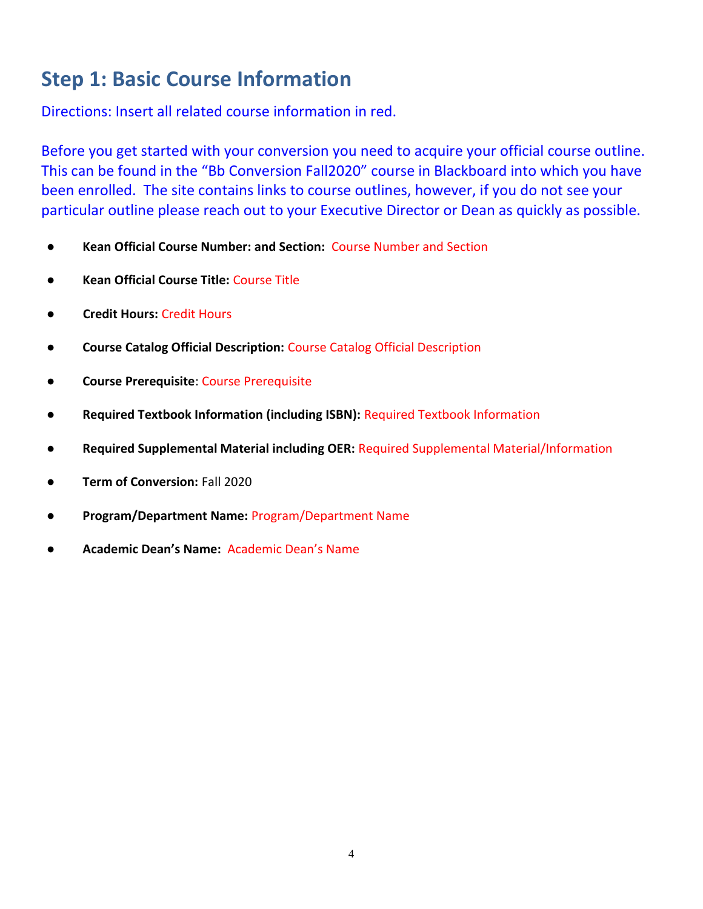## Step 1: Basic Course Information

Directions: Insert all related course information in red.

Before you get started with your conversion you need to acquire your official course outline. This can be found in the "Bb Conversion Fall2020" course in Blackboard into which you have been enrolled. The site contains links to course outlines, however, if you do not see your particular outline please reach out to your Executive Director or Dean as quickly as possible.

- **Kean Official Course Number: and Section:** Course Number and Section
- **Kean Official Course Title:** Course Title
- **Credit Hours:** Credit Hours
- **Course Catalog Official Description:** Course Catalog Official Description
- **Course Prerequisite**: Course Prerequisite
- **Required Textbook Information (including ISBN):** Required Textbook Information
- **Required Supplemental Material including OER:** Required Supplemental Material/Information
- **Term of Conversion:** Fall 2020
- **Program/Department Name:** Program/Department Name
- **Academic Dean's Name:** Academic Dean's Name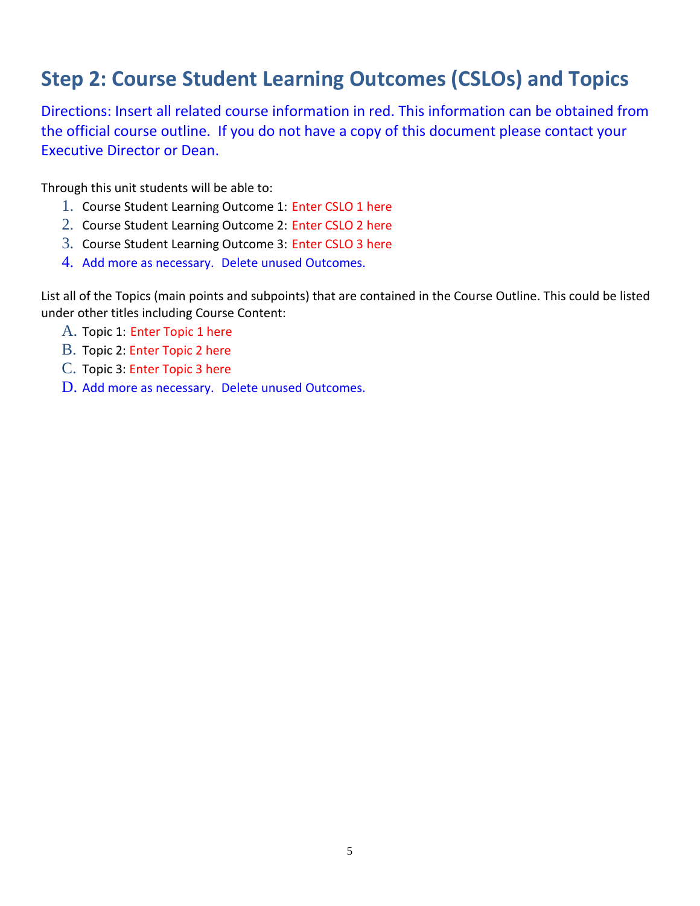## Step 2: Course Student Learning Outcomes (CSLOs) and Topics

Directions: Insert all related course information in red. This information can be obtained from the official course outline. If you do not have a copy of this document please contact your Executive Director or Dean.

Through this unit students will be able to:

1. Course Student Learning Outcome 1: Enter CSLO 1 here
2. Course Student Learning Outcome 2: Enter CSLO 2 here
3. Course Student Learning Outcome 3: Enter CSLO 3 here
4. Add more as necessary. Delete unused Outcomes.

List all of the Topics (main points and subpoints) that are contained in the Course Outline. This could be listed under other titles including Course Content:

A. Topic 1: Enter Topic 1 here
B. Topic 2: Enter Topic 2 here
C. Topic 3: Enter Topic 3 here
D. Add more as necessary. Delete unused Outcomes.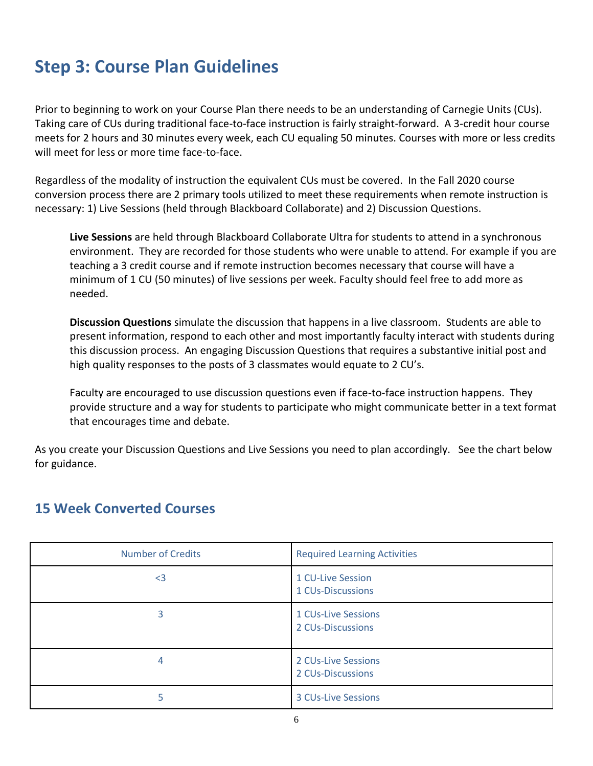# Step 3: Course Plan Guidelines

Prior to beginning to work on your Course Plan there needs to be an understanding of Carnegie Units (CUs). Taking care of CUs during traditional face-to-face instruction is fairly straight-forward. A 3-credit hour course meets for 2 hours and 30 minutes every week, each CU equaling 50 minutes. Courses with more or less credits will meet for less or more time face-to-face.

Regardless of the modality of instruction the equivalent CUs must be covered. In the Fall 2020 course conversion process there are 2 primary tools utilized to meet these requirements when remote instruction is necessary: 1) Live Sessions (held through Blackboard Collaborate) and 2) Discussion Questions.

> **Live Sessions** are held through Blackboard Collaborate Ultra for students to attend in a synchronous environment. They are recorded for those students who were unable to attend. For example if you are teaching a 3 credit course and if remote instruction becomes necessary that course will have a minimum of 1 CU (50 minutes) of live sessions per week. Faculty should feel free to add more as needed.
>
> **Discussion Questions** simulate the discussion that happens in a live classroom. Students are able to present information, respond to each other and most importantly faculty interact with students during this discussion process. An engaging Discussion Questions that requires a substantive initial post and high quality responses to the posts of 3 classmates would equate to 2 CU's.
>
> Faculty are encouraged to use discussion questions even if face-to-face instruction happens. They provide structure and a way for students to participate who might communicate better in a text format that encourages time and debate.

As you create your Discussion Questions and Live Sessions you need to plan accordingly. See the chart below for guidance.

## 15 Week Converted Courses

| Number of Credits | Required Learning Activities |
| --- | --- |
| <3 | 1 CU-Live Session<br>1 CUs-Discussions |
| 3 | 1 CUs-Live Sessions<br>2 CUs-Discussions |
| 4 | 2 CUs-Live Sessions<br>2 CUs-Discussions |
| 5 | 3 CUs-Live Sessions |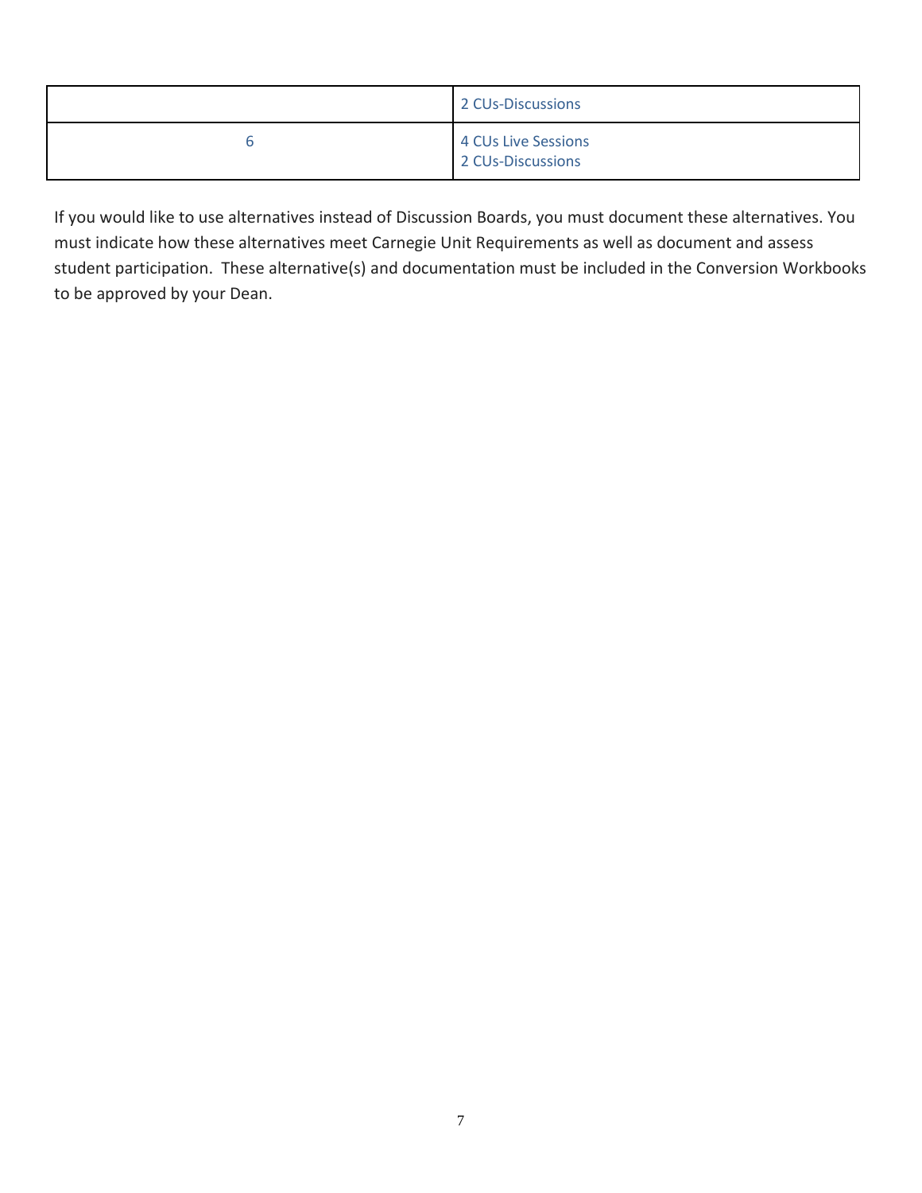| | |
|---|---|
| | 2 CUs-Discussions |
| 6 | 4 CUs Live Sessions<br>2 CUs-Discussions |

If you would like to use alternatives instead of Discussion Boards, you must document these alternatives. You must indicate how these alternatives meet Carnegie Unit Requirements as well as document and assess student participation. These alternative(s) and documentation must be included in the Conversion Workbooks to be approved by your Dean.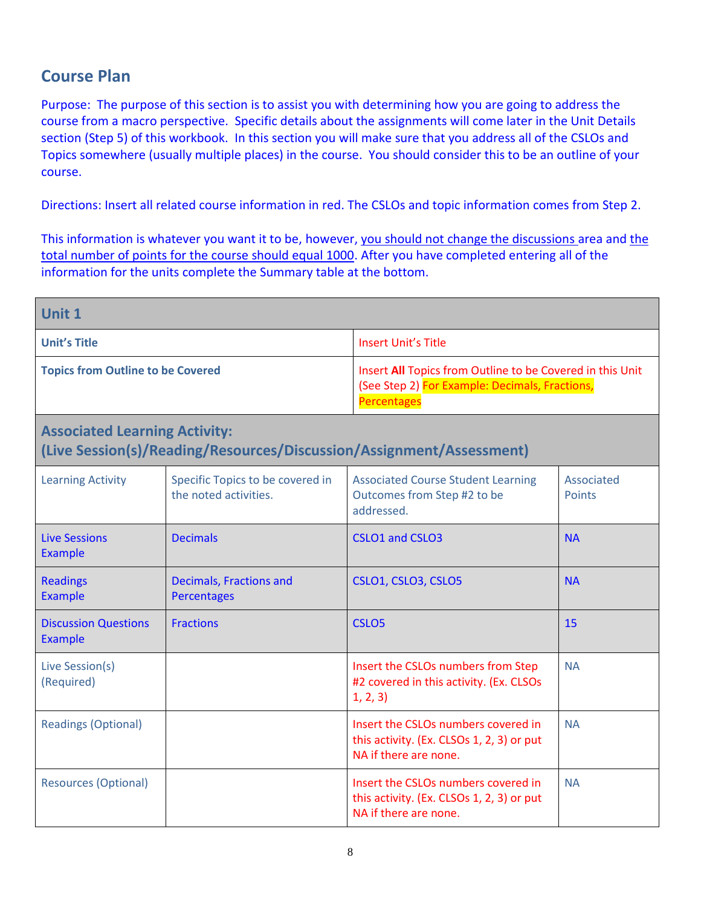## Course Plan

Purpose: The purpose of this section is to assist you with determining how you are going to address the course from a macro perspective. Specific details about the assignments will come later in the Unit Details section (Step 5) of this workbook. In this section you will make sure that you address all of the CSLOs and Topics somewhere (usually multiple places) in the course. You should consider this to be an outline of your course.

Directions: Insert all related course information in red. The CSLOs and topic information comes from Step 2.

This information is whatever you want it to be, however, you should not change the discussions area and the total number of points for the course should equal 1000. After you have completed entering all of the information for the units complete the Summary table at the bottom.

| **Unit 1** | | | |
|---|---|---|---|
| **Unit's Title** | | Insert Unit's Title | |
| **Topics from Outline to be Covered** | | Insert **All** Topics from Outline to be Covered in this Unit (See Step 2) For Example: Decimals, Fractions, Percentages | |
| **Associated Learning Activity: (Live Session(s)/Reading/Resources/Discussion/Assignment/Assessment)** | | | |
| Learning Activity | Specific Topics to be covered in the noted activities. | Associated Course Student Learning Outcomes from Step #2 to be addressed. | Associated Points |
| Live Sessions Example | Decimals | CSLO1 and CSLO3 | NA |
| Readings Example | Decimals, Fractions and Percentages | CSLO1, CSLO3, CSLO5 | NA |
| Discussion Questions Example | Fractions | CSLO5 | 15 |
| Live Session(s) (Required) | | Insert the CSLOs numbers from Step #2 covered in this activity. (Ex. CLSOs 1, 2, 3) | NA |
| Readings (Optional) | | Insert the CSLOs numbers covered in this activity. (Ex. CLSOs 1, 2, 3) or put NA if there are none. | NA |
| Resources (Optional) | | Insert the CSLOs numbers covered in this activity. (Ex. CLSOs 1, 2, 3) or put NA if there are none. | NA |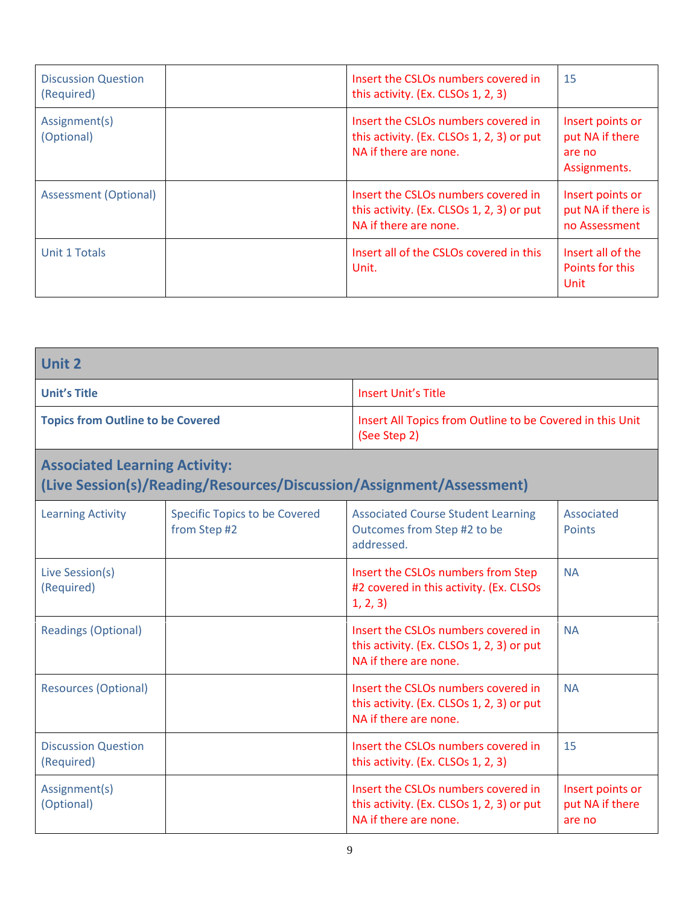| | | | |
|---|---|---|---|
| Discussion Question (Required) | | Insert the CSLOs numbers covered in this activity. (Ex. CLSOs 1, 2, 3) | 15 |
| Assignment(s) (Optional) | | Insert the CSLOs numbers covered in this activity. (Ex. CLSOs 1, 2, 3) or put NA if there are none. | Insert points or put NA if there are no Assignments. |
| Assessment (Optional) | | Insert the CSLOs numbers covered in this activity. (Ex. CLSOs 1, 2, 3) or put NA if there are none. | Insert points or put NA if there is no Assessment |
| Unit 1 Totals | | Insert all of the CSLOs covered in this Unit. | Insert all of the Points for this Unit |

| **Unit 2** | | | |
|---|---|---|---|
| **Unit's Title** | | Insert Unit's Title | |
| **Topics from Outline to be Covered** | | Insert All Topics from Outline to be Covered in this Unit (See Step 2) | |
| **Associated Learning Activity: (Live Session(s)/Reading/Resources/Discussion/Assignment/Assessment)** | | | |
| Learning Activity | Specific Topics to be Covered from Step #2 | Associated Course Student Learning Outcomes from Step #2 to be addressed. | Associated Points |
| Live Session(s) (Required) | | Insert the CSLOs numbers from Step #2 covered in this activity. (Ex. CLSOs 1, 2, 3) | NA |
| Readings (Optional) | | Insert the CSLOs numbers covered in this activity. (Ex. CLSOs 1, 2, 3) or put NA if there are none. | NA |
| Resources (Optional) | | Insert the CSLOs numbers covered in this activity. (Ex. CLSOs 1, 2, 3) or put NA if there are none. | NA |
| Discussion Question (Required) | | Insert the CSLOs numbers covered in this activity. (Ex. CLSOs 1, 2, 3) | 15 |
| Assignment(s) (Optional) | | Insert the CSLOs numbers covered in this activity. (Ex. CLSOs 1, 2, 3) or put NA if there are none. | Insert points or put NA if there are no |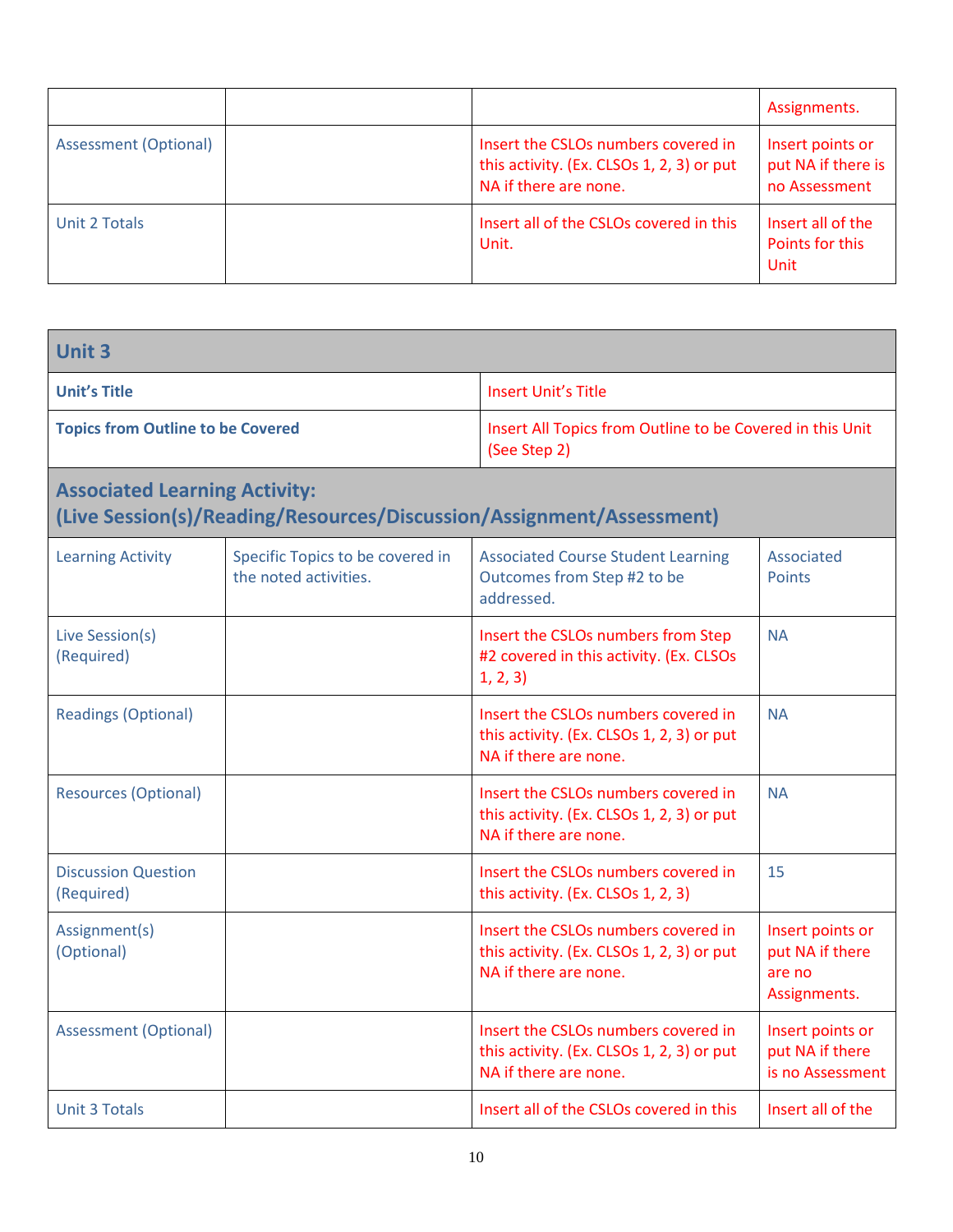| | | | Assignments. |
|---|---|---|---|
| Assessment (Optional) | | Insert the CSLOs numbers covered in this activity. (Ex. CLSOs 1, 2, 3) or put NA if there are none. | Insert points or put NA if there is no Assessment |
| Unit 2 Totals | | Insert all of the CSLOs covered in this Unit. | Insert all of the Points for this Unit |

| **Unit 3** | | | |
|---|---|---|---|
| **Unit's Title** | | Insert Unit's Title | |
| **Topics from Outline to be Covered** | | Insert All Topics from Outline to be Covered in this Unit (See Step 2) | |
| **Associated Learning Activity: (Live Session(s)/Reading/Resources/Discussion/Assignment/Assessment)** | | | |
| Learning Activity | Specific Topics to be covered in the noted activities. | Associated Course Student Learning Outcomes from Step #2 to be addressed. | Associated Points |
| Live Session(s) (Required) | | Insert the CSLOs numbers from Step #2 covered in this activity. (Ex. CLSOs 1, 2, 3) | NA |
| Readings (Optional) | | Insert the CSLOs numbers covered in this activity. (Ex. CLSOs 1, 2, 3) or put NA if there are none. | NA |
| Resources (Optional) | | Insert the CSLOs numbers covered in this activity. (Ex. CLSOs 1, 2, 3) or put NA if there are none. | NA |
| Discussion Question (Required) | | Insert the CSLOs numbers covered in this activity. (Ex. CLSOs 1, 2, 3) | 15 |
| Assignment(s) (Optional) | | Insert the CSLOs numbers covered in this activity. (Ex. CLSOs 1, 2, 3) or put NA if there are none. | Insert points or put NA if there are no Assignments. |
| Assessment (Optional) | | Insert the CSLOs numbers covered in this activity. (Ex. CLSOs 1, 2, 3) or put NA if there are none. | Insert points or put NA if there is no Assessment |
| Unit 3 Totals | | Insert all of the CSLOs covered in this | Insert all of the |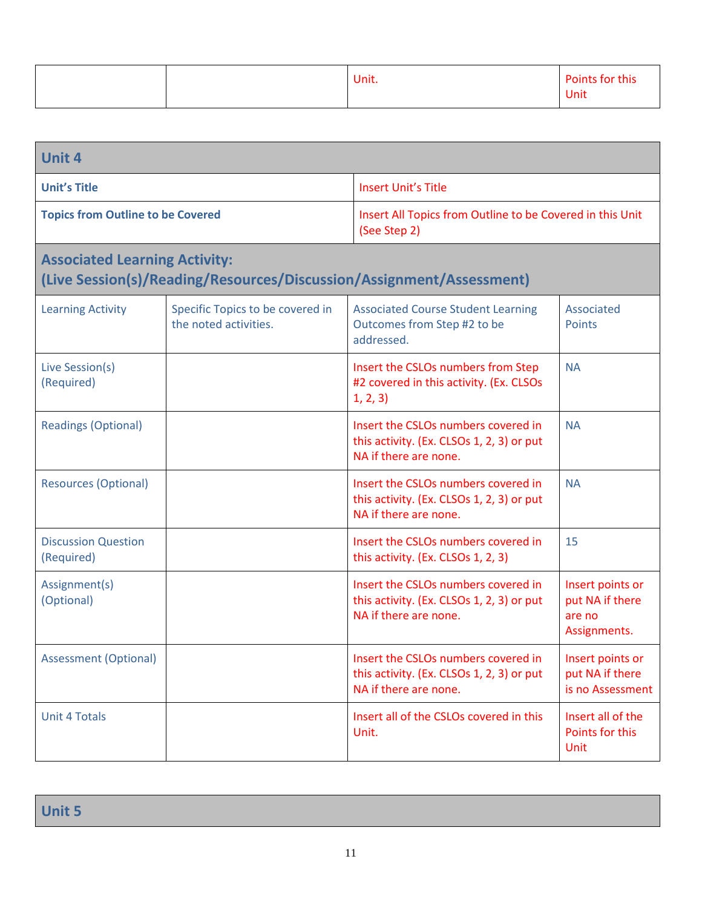| | | Unit. | Points for this Unit |
|---|---|---|---|

| **Unit 4** | | | |
|---|---|---|---|
| **Unit's Title** | | Insert Unit's Title | |
| **Topics from Outline to be Covered** | | Insert All Topics from Outline to be Covered in this Unit (See Step 2) | |
| **Associated Learning Activity: (Live Session(s)/Reading/Resources/Discussion/Assignment/Assessment)** | | | |
| Learning Activity | Specific Topics to be covered in the noted activities. | Associated Course Student Learning Outcomes from Step #2 to be addressed. | Associated Points |
| Live Session(s) (Required) | | Insert the CSLOs numbers from Step #2 covered in this activity. (Ex. CLSOs 1, 2, 3) | NA |
| Readings (Optional) | | Insert the CSLOs numbers covered in this activity. (Ex. CLSOs 1, 2, 3) or put NA if there are none. | NA |
| Resources (Optional) | | Insert the CSLOs numbers covered in this activity. (Ex. CLSOs 1, 2, 3) or put NA if there are none. | NA |
| Discussion Question (Required) | | Insert the CSLOs numbers covered in this activity. (Ex. CLSOs 1, 2, 3) | 15 |
| Assignment(s) (Optional) | | Insert the CSLOs numbers covered in this activity. (Ex. CLSOs 1, 2, 3) or put NA if there are none. | Insert points or put NA if there are no Assignments. |
| Assessment (Optional) | | Insert the CSLOs numbers covered in this activity. (Ex. CLSOs 1, 2, 3) or put NA if there are none. | Insert points or put NA if there is no Assessment |
| Unit 4 Totals | | Insert all of the CSLOs covered in this Unit. | Insert all of the Points for this Unit |

| **Unit 5** |
|---|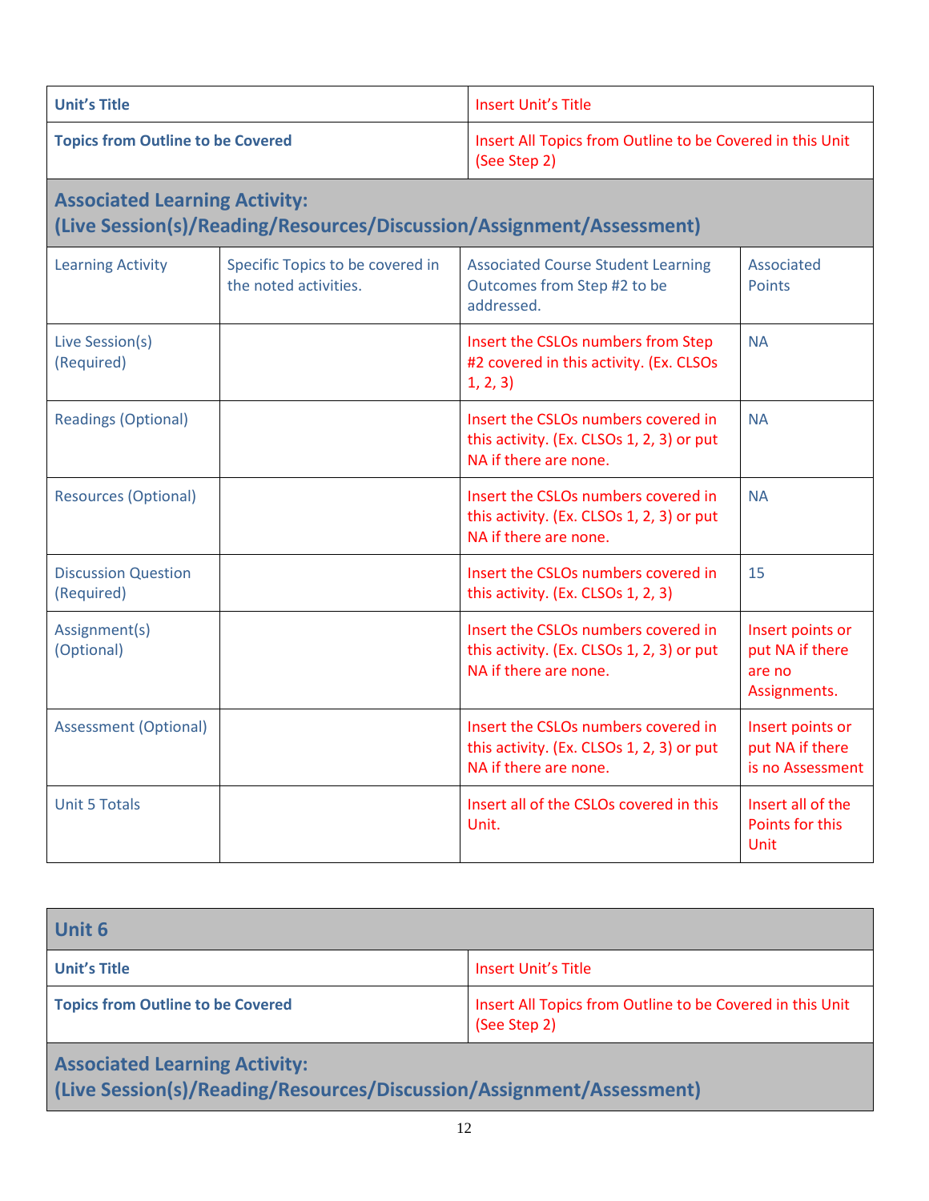| Unit's Title | Insert Unit's Title |
|---|---|
| **Topics from Outline to be Covered** | Insert All Topics from Outline to be Covered in this Unit (See Step 2) |

## Associated Learning Activity: (Live Session(s)/Reading/Resources/Discussion/Assignment/Assessment)

| Learning Activity | Specific Topics to be covered in the noted activities. | Associated Course Student Learning Outcomes from Step #2 to be addressed. | Associated Points |
|---|---|---|---|
| Live Session(s) (Required) | | Insert the CSLOs numbers from Step #2 covered in this activity. (Ex. CLSOs 1, 2, 3) | NA |
| Readings (Optional) | | Insert the CSLOs numbers covered in this activity. (Ex. CLSOs 1, 2, 3) or put NA if there are none. | NA |
| Resources (Optional) | | Insert the CSLOs numbers covered in this activity. (Ex. CLSOs 1, 2, 3) or put NA if there are none. | NA |
| Discussion Question (Required) | | Insert the CSLOs numbers covered in this activity. (Ex. CLSOs 1, 2, 3) | 15 |
| Assignment(s) (Optional) | | Insert the CSLOs numbers covered in this activity. (Ex. CLSOs 1, 2, 3) or put NA if there are none. | Insert points or put NA if there are no Assignments. |
| Assessment (Optional) | | Insert the CSLOs numbers covered in this activity. (Ex. CLSOs 1, 2, 3) or put NA if there are none. | Insert points or put NA if there is no Assessment |
| Unit 5 Totals | | Insert all of the CSLOs covered in this Unit. | Insert all of the Points for this Unit |

## Unit 6

| Unit's Title | Insert Unit's Title |
|---|---|
| **Topics from Outline to be Covered** | Insert All Topics from Outline to be Covered in this Unit (See Step 2) |

## Associated Learning Activity: (Live Session(s)/Reading/Resources/Discussion/Assignment/Assessment)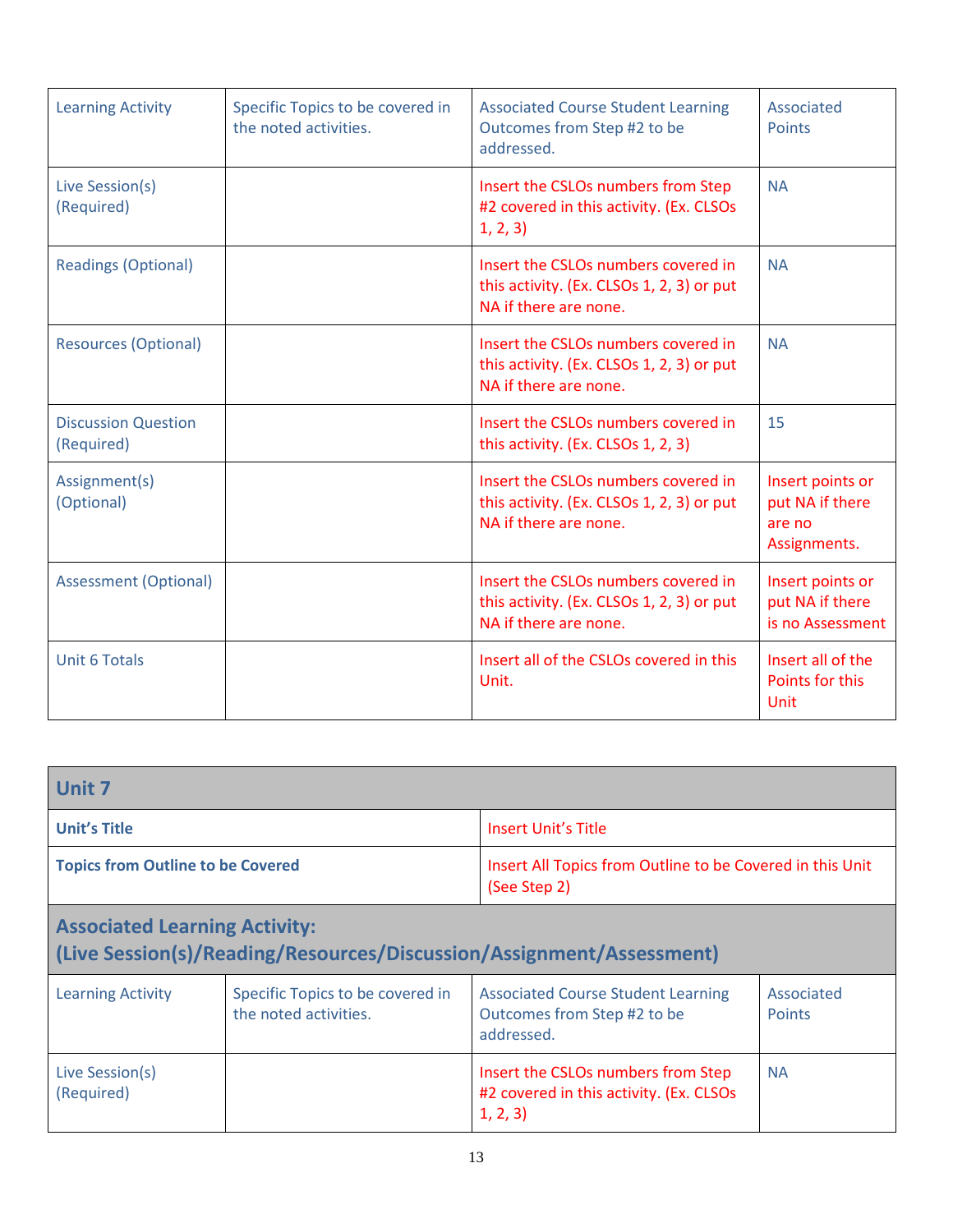| Learning Activity | Specific Topics to be covered in the noted activities. | Associated Course Student Learning Outcomes from Step #2 to be addressed. | Associated Points |
|---|---|---|---|
| Live Session(s) (Required) | | Insert the CSLOs numbers from Step #2 covered in this activity. (Ex. CLSOs 1, 2, 3) | NA |
| Readings (Optional) | | Insert the CSLOs numbers covered in this activity. (Ex. CLSOs 1, 2, 3) or put NA if there are none. | NA |
| Resources (Optional) | | Insert the CSLOs numbers covered in this activity. (Ex. CLSOs 1, 2, 3) or put NA if there are none. | NA |
| Discussion Question (Required) | | Insert the CSLOs numbers covered in this activity. (Ex. CLSOs 1, 2, 3) | 15 |
| Assignment(s) (Optional) | | Insert the CSLOs numbers covered in this activity. (Ex. CLSOs 1, 2, 3) or put NA if there are none. | Insert points or put NA if there are no Assignments. |
| Assessment (Optional) | | Insert the CSLOs numbers covered in this activity. (Ex. CLSOs 1, 2, 3) or put NA if there are none. | Insert points or put NA if there is no Assessment |
| Unit 6 Totals | | Insert all of the CSLOs covered in this Unit. | Insert all of the Points for this Unit |

| **Unit 7** | |
|---|---|
| **Unit's Title** | Insert Unit's Title |
| **Topics from Outline to be Covered** | Insert All Topics from Outline to be Covered in this Unit (See Step 2) |

**Associated Learning Activity: (Live Session(s)/Reading/Resources/Discussion/Assignment/Assessment)**

| Learning Activity | Specific Topics to be covered in the noted activities. | Associated Course Student Learning Outcomes from Step #2 to be addressed. | Associated Points |
|---|---|---|---|
| Live Session(s) (Required) | | Insert the CSLOs numbers from Step #2 covered in this activity. (Ex. CLSOs 1, 2, 3) | NA |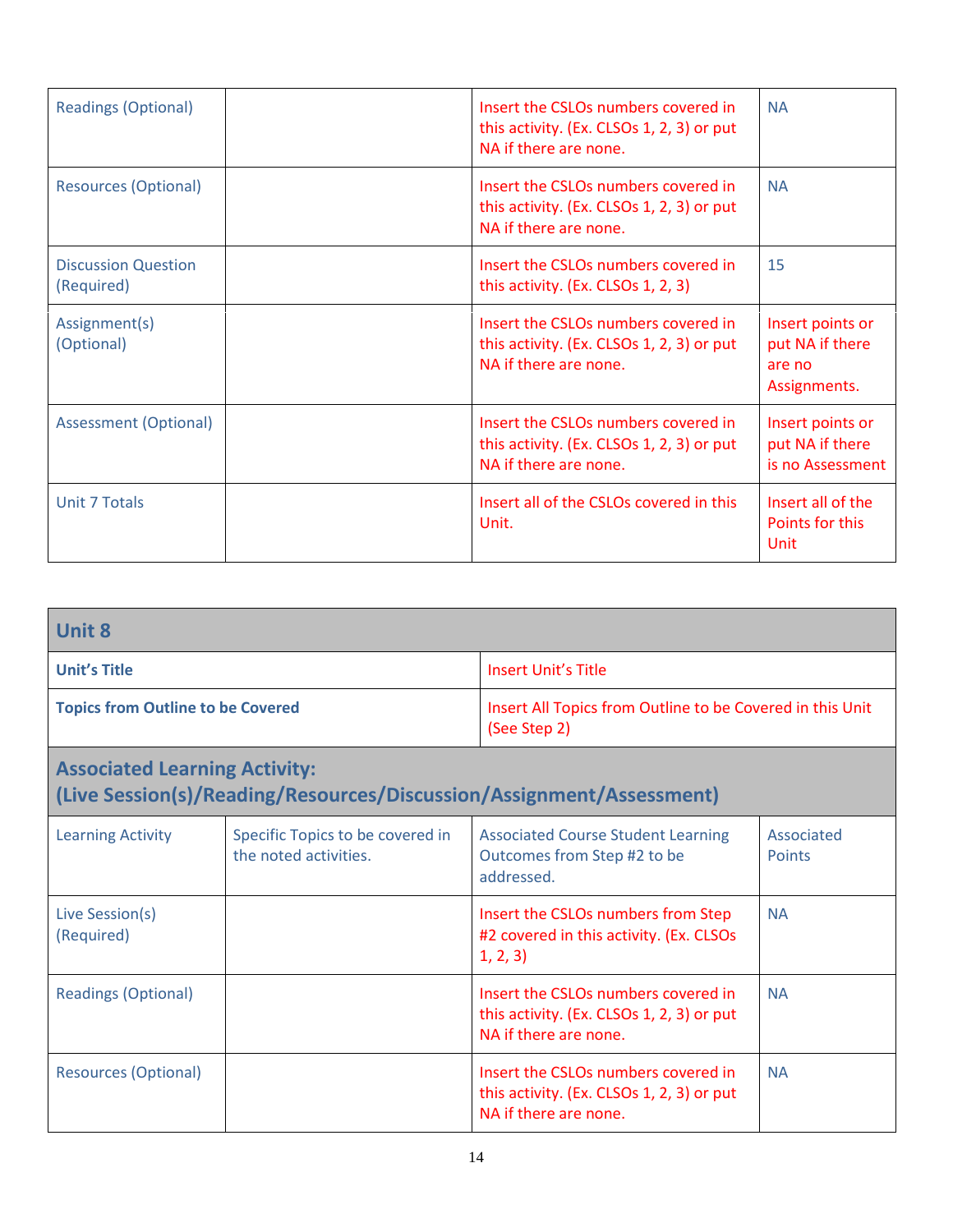| | | | |
|---|---|---|---|
| Readings (Optional) | | Insert the CSLOs numbers covered in this activity. (Ex. CLSOs 1, 2, 3) or put NA if there are none. | NA |
| Resources (Optional) | | Insert the CSLOs numbers covered in this activity. (Ex. CLSOs 1, 2, 3) or put NA if there are none. | NA |
| Discussion Question (Required) | | Insert the CSLOs numbers covered in this activity. (Ex. CLSOs 1, 2, 3) | 15 |
| Assignment(s) (Optional) | | Insert the CSLOs numbers covered in this activity. (Ex. CLSOs 1, 2, 3) or put NA if there are none. | Insert points or put NA if there are no Assignments. |
| Assessment (Optional) | | Insert the CSLOs numbers covered in this activity. (Ex. CLSOs 1, 2, 3) or put NA if there are none. | Insert points or put NA if there is no Assessment |
| Unit 7 Totals | | Insert all of the CSLOs covered in this Unit. | Insert all of the Points for this Unit |

| **Unit 8** | | | |
|---|---|---|---|
| **Unit's Title** | | Insert Unit's Title | |
| **Topics from Outline to be Covered** | | Insert All Topics from Outline to be Covered in this Unit (See Step 2) | |
| **Associated Learning Activity: (Live Session(s)/Reading/Resources/Discussion/Assignment/Assessment)** | | | |
| Learning Activity | Specific Topics to be covered in the noted activities. | Associated Course Student Learning Outcomes from Step #2 to be addressed. | Associated Points |
| Live Session(s) (Required) | | Insert the CSLOs numbers from Step #2 covered in this activity. (Ex. CLSOs 1, 2, 3) | NA |
| Readings (Optional) | | Insert the CSLOs numbers covered in this activity. (Ex. CLSOs 1, 2, 3) or put NA if there are none. | NA |
| Resources (Optional) | | Insert the CSLOs numbers covered in this activity. (Ex. CLSOs 1, 2, 3) or put NA if there are none. | NA |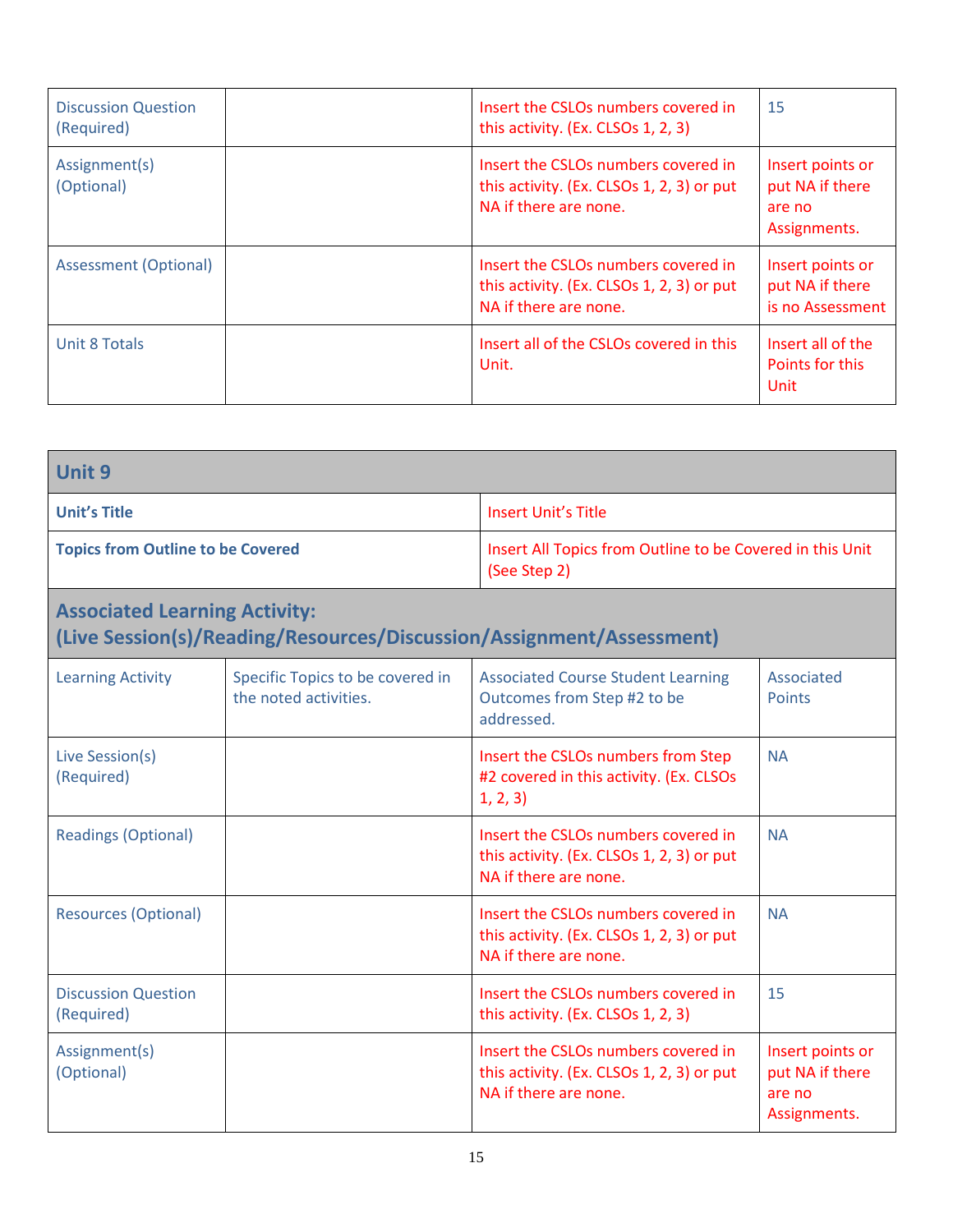| | | | |
|---|---|---|---|
| Discussion Question (Required) | | Insert the CSLOs numbers covered in this activity. (Ex. CLSOs 1, 2, 3) | 15 |
| Assignment(s) (Optional) | | Insert the CSLOs numbers covered in this activity. (Ex. CLSOs 1, 2, 3) or put NA if there are none. | Insert points or put NA if there are no Assignments. |
| Assessment (Optional) | | Insert the CSLOs numbers covered in this activity. (Ex. CLSOs 1, 2, 3) or put NA if there are none. | Insert points or put NA if there is no Assessment |
| Unit 8 Totals | | Insert all of the CSLOs covered in this Unit. | Insert all of the Points for this Unit |

| **Unit 9** | | | |
|---|---|---|---|
| **Unit's Title** | | Insert Unit's Title | |
| **Topics from Outline to be Covered** | | Insert All Topics from Outline to be Covered in this Unit (See Step 2) | |
| **Associated Learning Activity: (Live Session(s)/Reading/Resources/Discussion/Assignment/Assessment)** | | | |
| Learning Activity | Specific Topics to be covered in the noted activities. | Associated Course Student Learning Outcomes from Step #2 to be addressed. | Associated Points |
| Live Session(s) (Required) | | Insert the CSLOs numbers from Step #2 covered in this activity. (Ex. CLSOs 1, 2, 3) | NA |
| Readings (Optional) | | Insert the CSLOs numbers covered in this activity. (Ex. CLSOs 1, 2, 3) or put NA if there are none. | NA |
| Resources (Optional) | | Insert the CSLOs numbers covered in this activity. (Ex. CLSOs 1, 2, 3) or put NA if there are none. | NA |
| Discussion Question (Required) | | Insert the CSLOs numbers covered in this activity. (Ex. CLSOs 1, 2, 3) | 15 |
| Assignment(s) (Optional) | | Insert the CSLOs numbers covered in this activity. (Ex. CLSOs 1, 2, 3) or put NA if there are none. | Insert points or put NA if there are no Assignments. |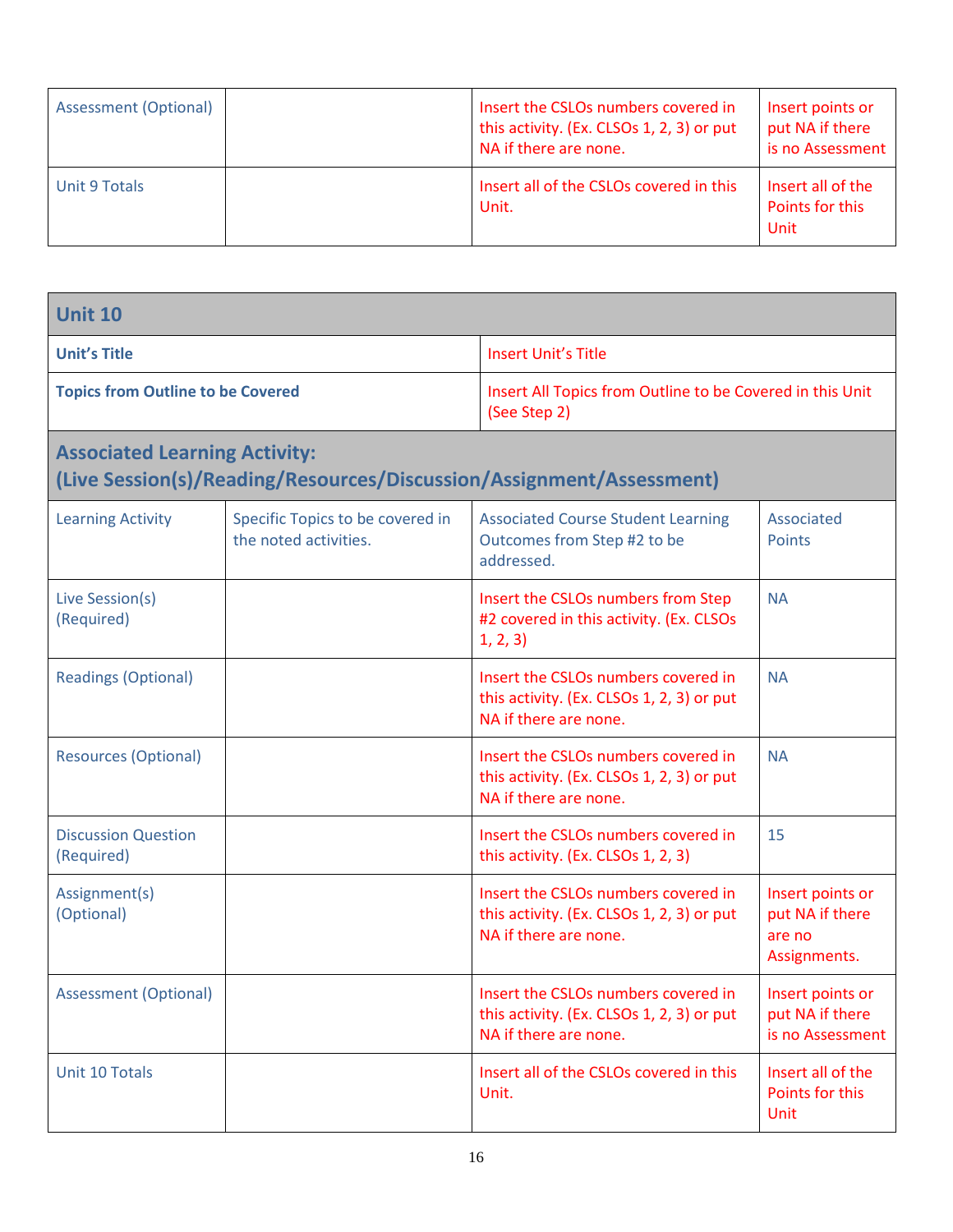| Assessment (Optional) | | Insert the CSLOs numbers covered in this activity. (Ex. CLSOs 1, 2, 3) or put NA if there are none. | Insert points or put NA if there is no Assessment |
|---|---|---|---|
| Unit 9 Totals | | Insert all of the CSLOs covered in this Unit. | Insert all of the Points for this Unit |

| **Unit 10** | | | |
|---|---|---|---|
| **Unit's Title** | | Insert Unit's Title | |
| **Topics from Outline to be Covered** | | Insert All Topics from Outline to be Covered in this Unit (See Step 2) | |
| **Associated Learning Activity: (Live Session(s)/Reading/Resources/Discussion/Assignment/Assessment)** | | | |
| Learning Activity | Specific Topics to be covered in the noted activities. | Associated Course Student Learning Outcomes from Step #2 to be addressed. | Associated Points |
| Live Session(s) (Required) | | Insert the CSLOs numbers from Step #2 covered in this activity. (Ex. CLSOs 1, 2, 3) | NA |
| Readings (Optional) | | Insert the CSLOs numbers covered in this activity. (Ex. CLSOs 1, 2, 3) or put NA if there are none. | NA |
| Resources (Optional) | | Insert the CSLOs numbers covered in this activity. (Ex. CLSOs 1, 2, 3) or put NA if there are none. | NA |
| Discussion Question (Required) | | Insert the CSLOs numbers covered in this activity. (Ex. CLSOs 1, 2, 3) | 15 |
| Assignment(s) (Optional) | | Insert the CSLOs numbers covered in this activity. (Ex. CLSOs 1, 2, 3) or put NA if there are none. | Insert points or put NA if there are no Assignments. |
| Assessment (Optional) | | Insert the CSLOs numbers covered in this activity. (Ex. CLSOs 1, 2, 3) or put NA if there are none. | Insert points or put NA if there is no Assessment |
| Unit 10 Totals | | Insert all of the CSLOs covered in this Unit. | Insert all of the Points for this Unit |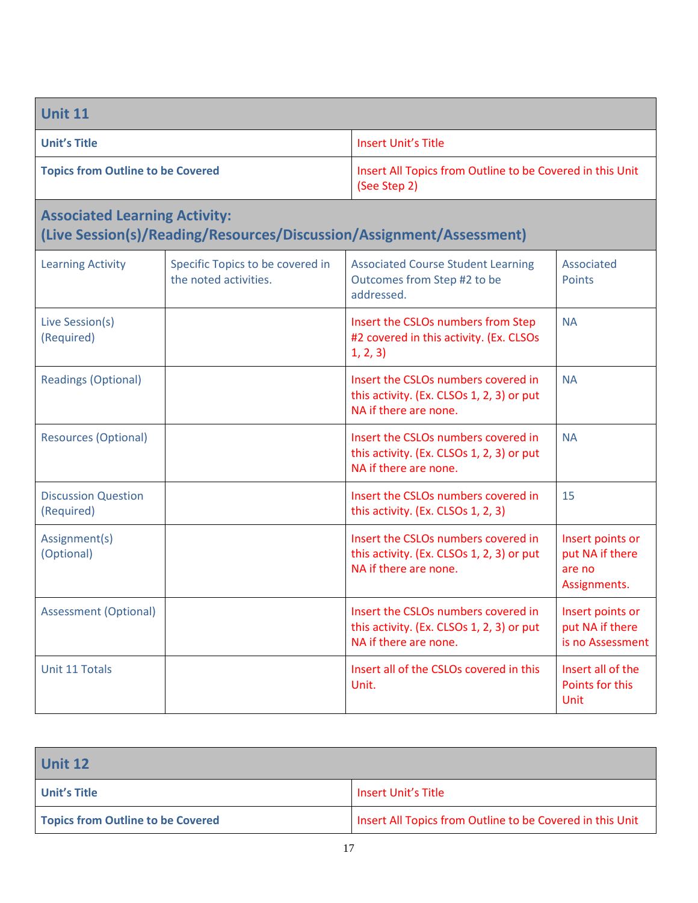| Unit 11 | |
|---|---|
| **Unit's Title** | Insert Unit's Title |
| **Topics from Outline to be Covered** | Insert All Topics from Outline to be Covered in this Unit (See Step 2) |

**Associated Learning Activity:**
**(Live Session(s)/Reading/Resources/Discussion/Assignment/Assessment)**

| Learning Activity | Specific Topics to be covered in the noted activities. | Associated Course Student Learning Outcomes from Step #2 to be addressed. | Associated Points |
|---|---|---|---|
| Live Session(s) (Required) | | Insert the CSLOs numbers from Step #2 covered in this activity. (Ex. CLSOs 1, 2, 3) | NA |
| Readings (Optional) | | Insert the CSLOs numbers covered in this activity. (Ex. CLSOs 1, 2, 3) or put NA if there are none. | NA |
| Resources (Optional) | | Insert the CSLOs numbers covered in this activity. (Ex. CLSOs 1, 2, 3) or put NA if there are none. | NA |
| Discussion Question (Required) | | Insert the CSLOs numbers covered in this activity. (Ex. CLSOs 1, 2, 3) | 15 |
| Assignment(s) (Optional) | | Insert the CSLOs numbers covered in this activity. (Ex. CLSOs 1, 2, 3) or put NA if there are none. | Insert points or put NA if there are no Assignments. |
| Assessment (Optional) | | Insert the CSLOs numbers covered in this activity. (Ex. CLSOs 1, 2, 3) or put NA if there are none. | Insert points or put NA if there is no Assessment |
| Unit 11 Totals | | Insert all of the CSLOs covered in this Unit. | Insert all of the Points for this Unit |

| Unit 12 | |
|---|---|
| **Unit's Title** | Insert Unit's Title |
| **Topics from Outline to be Covered** | Insert All Topics from Outline to be Covered in this Unit |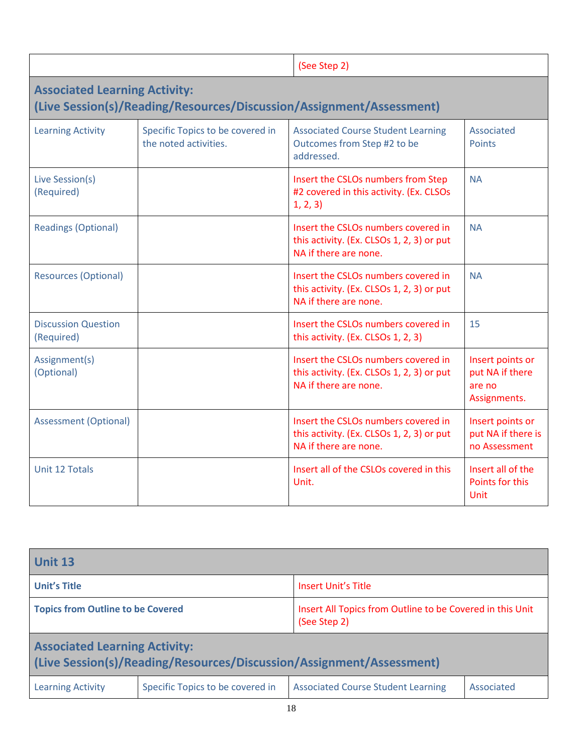| | (See Step 2) |
|---|---|

**Associated Learning Activity:**
**(Live Session(s)/Reading/Resources/Discussion/Assignment/Assessment)**

| Learning Activity | Specific Topics to be covered in the noted activities. | Associated Course Student Learning Outcomes from Step #2 to be addressed. | Associated Points |
|---|---|---|---|
| Live Session(s) (Required) | | Insert the CSLOs numbers from Step #2 covered in this activity. (Ex. CLSOs 1, 2, 3) | NA |
| Readings (Optional) | | Insert the CSLOs numbers covered in this activity. (Ex. CLSOs 1, 2, 3) or put NA if there are none. | NA |
| Resources (Optional) | | Insert the CSLOs numbers covered in this activity. (Ex. CLSOs 1, 2, 3) or put NA if there are none. | NA |
| Discussion Question (Required) | | Insert the CSLOs numbers covered in this activity. (Ex. CLSOs 1, 2, 3) | 15 |
| Assignment(s) (Optional) | | Insert the CSLOs numbers covered in this activity. (Ex. CLSOs 1, 2, 3) or put NA if there are none. | Insert points or put NA if there are no Assignments. |
| Assessment (Optional) | | Insert the CSLOs numbers covered in this activity. (Ex. CLSOs 1, 2, 3) or put NA if there are none. | Insert points or put NA if there is no Assessment |
| Unit 12 Totals | | Insert all of the CSLOs covered in this Unit. | Insert all of the Points for this Unit |

## Unit 13

| **Unit's Title** | Insert Unit's Title |
|---|---|
| **Topics from Outline to be Covered** | Insert All Topics from Outline to be Covered in this Unit (See Step 2) |

**Associated Learning Activity:**
**(Live Session(s)/Reading/Resources/Discussion/Assignment/Assessment)**

| Learning Activity | Specific Topics to be covered in | Associated Course Student Learning | Associated |
|---|---|---|---|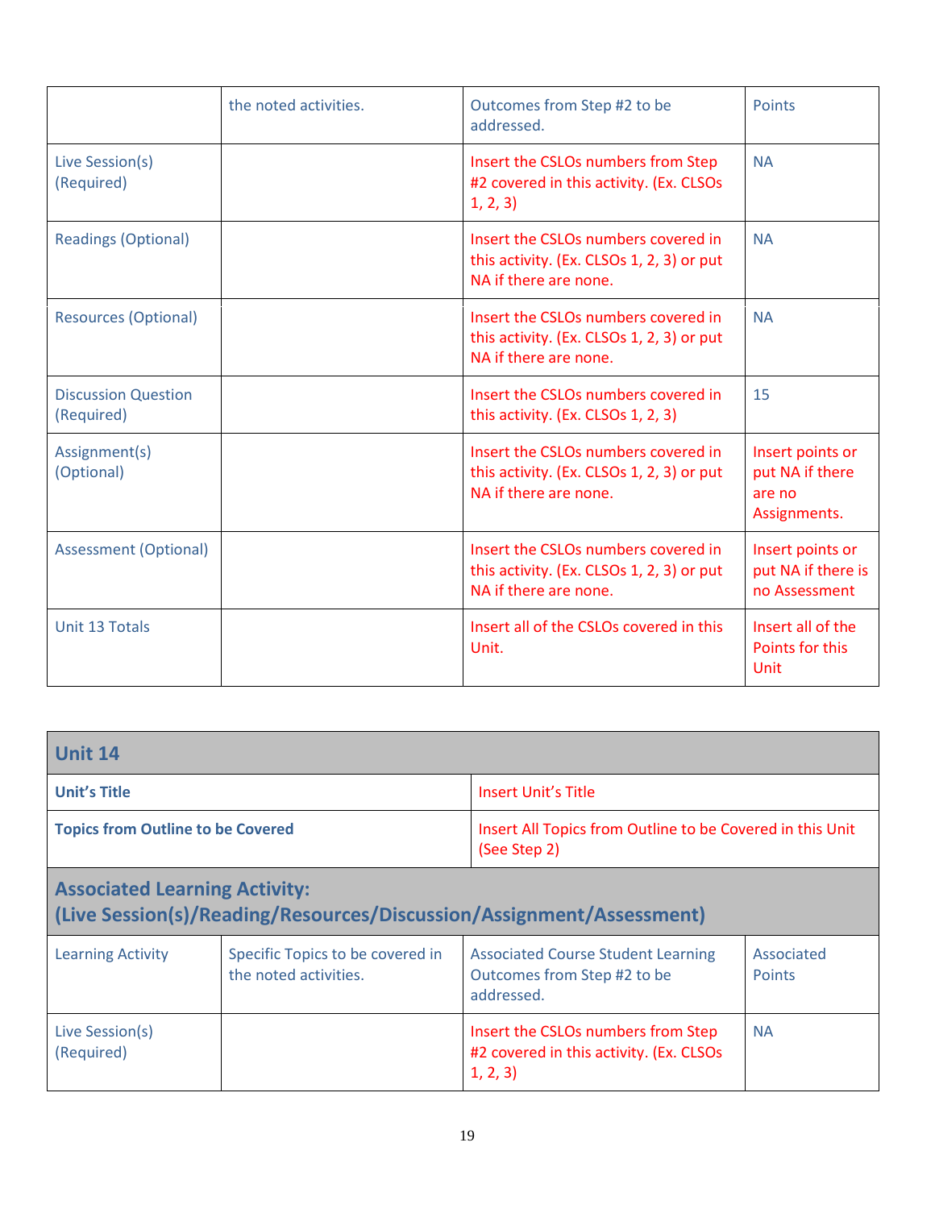| | the noted activities. | Outcomes from Step #2 to be addressed. | Points |
|---|---|---|---|
| Live Session(s) (Required) | | Insert the CSLOs numbers from Step #2 covered in this activity. (Ex. CLSOs 1, 2, 3) | NA |
| Readings (Optional) | | Insert the CSLOs numbers covered in this activity. (Ex. CLSOs 1, 2, 3) or put NA if there are none. | NA |
| Resources (Optional) | | Insert the CSLOs numbers covered in this activity. (Ex. CLSOs 1, 2, 3) or put NA if there are none. | NA |
| Discussion Question (Required) | | Insert the CSLOs numbers covered in this activity. (Ex. CLSOs 1, 2, 3) | 15 |
| Assignment(s) (Optional) | | Insert the CSLOs numbers covered in this activity. (Ex. CLSOs 1, 2, 3) or put NA if there are none. | Insert points or put NA if there are no Assignments. |
| Assessment (Optional) | | Insert the CSLOs numbers covered in this activity. (Ex. CLSOs 1, 2, 3) or put NA if there are none. | Insert points or put NA if there is no Assessment |
| Unit 13 Totals | | Insert all of the CSLOs covered in this Unit. | Insert all of the Points for this Unit |

| **Unit 14** | |
|---|---|
| **Unit's Title** | Insert Unit's Title |
| **Topics from Outline to be Covered** | Insert All Topics from Outline to be Covered in this Unit (See Step 2) |

**Associated Learning Activity:**
**(Live Session(s)/Reading/Resources/Discussion/Assignment/Assessment)**

| Learning Activity | Specific Topics to be covered in the noted activities. | Associated Course Student Learning Outcomes from Step #2 to be addressed. | Associated Points |
|---|---|---|---|
| Live Session(s) (Required) | | Insert the CSLOs numbers from Step #2 covered in this activity. (Ex. CLSOs 1, 2, 3) | NA |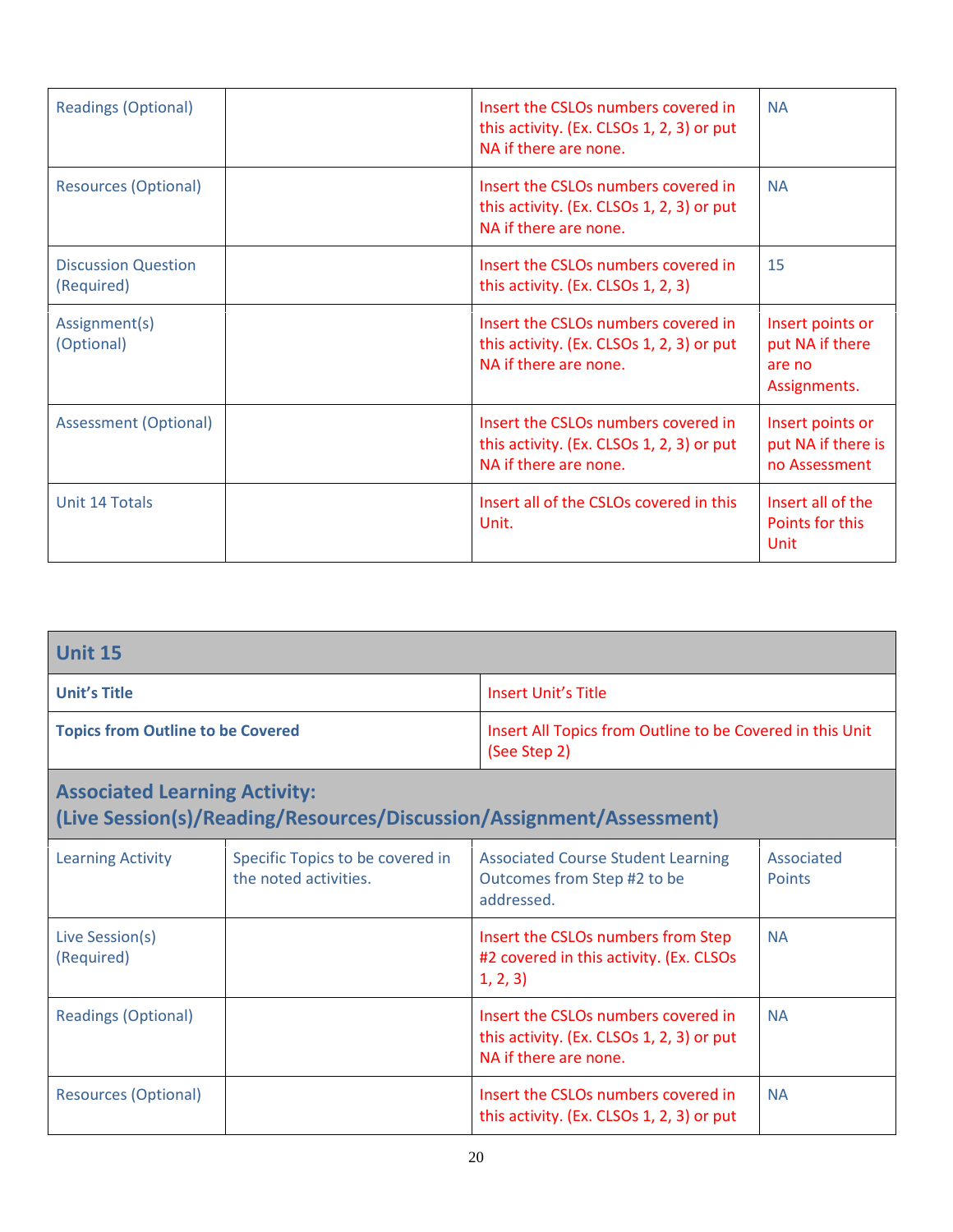| Readings (Optional) | | Insert the CSLOs numbers covered in this activity. (Ex. CLSOs 1, 2, 3) or put NA if there are none. | NA |
|---|---|---|---|
| Resources (Optional) | | Insert the CSLOs numbers covered in this activity. (Ex. CLSOs 1, 2, 3) or put NA if there are none. | NA |
| Discussion Question (Required) | | Insert the CSLOs numbers covered in this activity. (Ex. CLSOs 1, 2, 3) | 15 |
| Assignment(s) (Optional) | | Insert the CSLOs numbers covered in this activity. (Ex. CLSOs 1, 2, 3) or put NA if there are none. | Insert points or put NA if there are no Assignments. |
| Assessment (Optional) | | Insert the CSLOs numbers covered in this activity. (Ex. CLSOs 1, 2, 3) or put NA if there are none. | Insert points or put NA if there is no Assessment |
| Unit 14 Totals | | Insert all of the CSLOs covered in this Unit. | Insert all of the Points for this Unit |

| **Unit 15** | | | |
|---|---|---|---|
| **Unit's Title** | | Insert Unit's Title | |
| **Topics from Outline to be Covered** | | Insert All Topics from Outline to be Covered in this Unit (See Step 2) | |
| **Associated Learning Activity: (Live Session(s)/Reading/Resources/Discussion/Assignment/Assessment)** | | | |
| Learning Activity | Specific Topics to be covered in the noted activities. | Associated Course Student Learning Outcomes from Step #2 to be addressed. | Associated Points |
| Live Session(s) (Required) | | Insert the CSLOs numbers from Step #2 covered in this activity. (Ex. CLSOs 1, 2, 3) | NA |
| Readings (Optional) | | Insert the CSLOs numbers covered in this activity. (Ex. CLSOs 1, 2, 3) or put NA if there are none. | NA |
| Resources (Optional) | | Insert the CSLOs numbers covered in this activity. (Ex. CLSOs 1, 2, 3) or put | NA |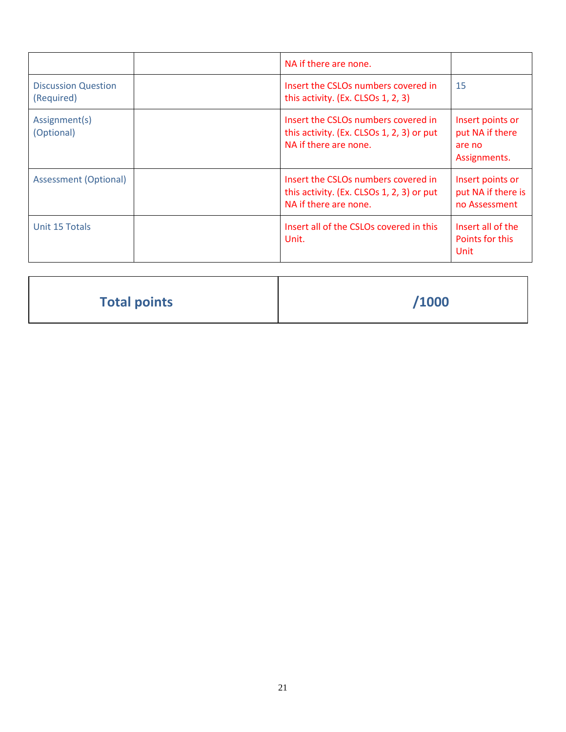| | | NA if there are none. | |
|---|---|---|---|
| Discussion Question (Required) | | Insert the CSLOs numbers covered in this activity. (Ex. CLSOs 1, 2, 3) | 15 |
| Assignment(s) (Optional) | | Insert the CSLOs numbers covered in this activity. (Ex. CLSOs 1, 2, 3) or put NA if there are none. | Insert points or put NA if there are no Assignments. |
| Assessment (Optional) | | Insert the CSLOs numbers covered in this activity. (Ex. CLSOs 1, 2, 3) or put NA if there are none. | Insert points or put NA if there is no Assessment |
| Unit 15 Totals | | Insert all of the CSLOs covered in this Unit. | Insert all of the Points for this Unit |

| **Total points** | **/1000** |
|---|---|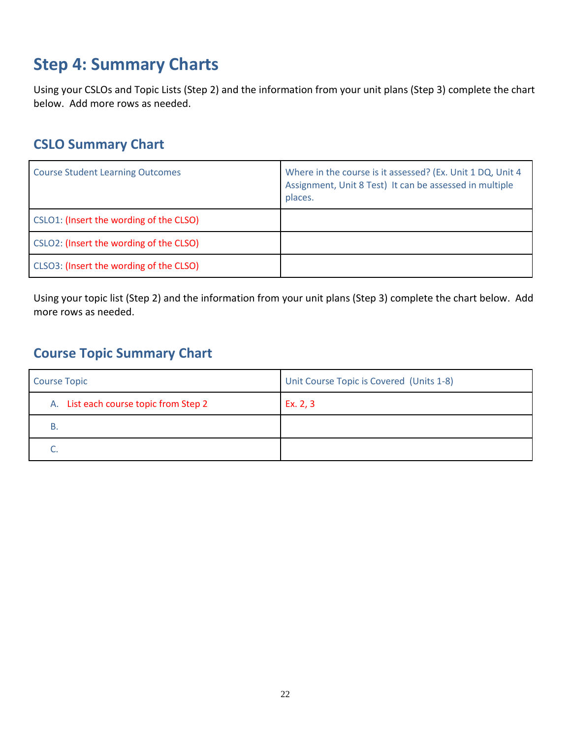# Step 4: Summary Charts

Using your CSLOs and Topic Lists (Step 2) and the information from your unit plans (Step 3) complete the chart below. Add more rows as needed.

## CSLO Summary Chart

| Course Student Learning Outcomes | Where in the course is it assessed? (Ex. Unit 1 DQ, Unit 4 Assignment, Unit 8 Test) It can be assessed in multiple places. |
| --- | --- |
| CSLO1: (Insert the wording of the CLSO) | |
| CSLO2: (Insert the wording of the CLSO) | |
| CLSO3: (Insert the wording of the CLSO) | |

Using your topic list (Step 2) and the information from your unit plans (Step 3) complete the chart below. Add more rows as needed.

## Course Topic Summary Chart

| Course Topic | Unit Course Topic is Covered (Units 1-8) |
| --- | --- |
| A. List each course topic from Step 2 | Ex. 2, 3 |
| B. | |
| C. | |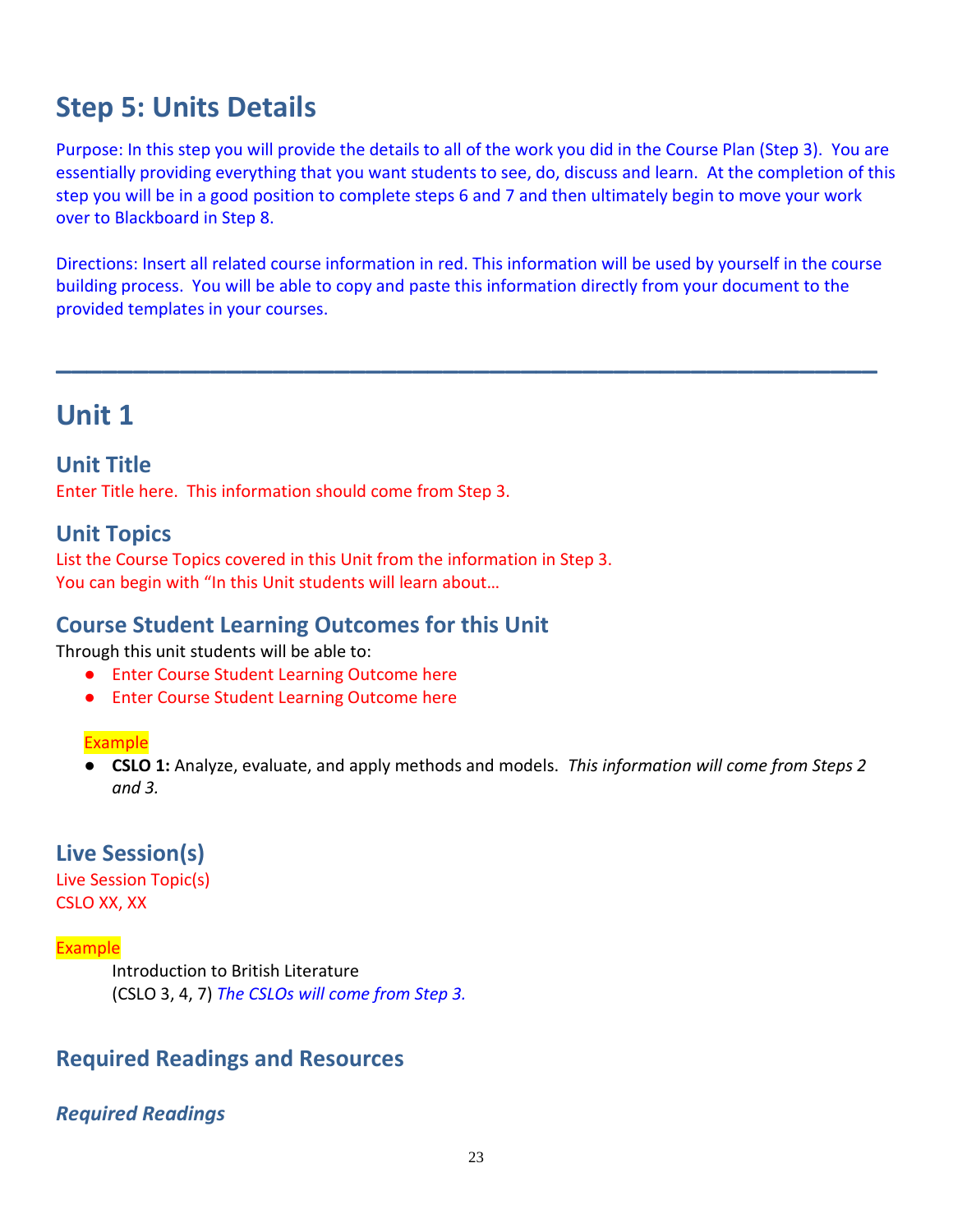# Step 5: Units Details

Purpose: In this step you will provide the details to all of the work you did in the Course Plan (Step 3). You are essentially providing everything that you want students to see, do, discuss and learn. At the completion of this step you will be in a good position to complete steps 6 and 7 and then ultimately begin to move your work over to Blackboard in Step 8.

Directions: Insert all related course information in red. This information will be used by yourself in the course building process. You will be able to copy and paste this information directly from your document to the provided templates in your courses.

---

# Unit 1

## Unit Title

Enter Title here. This information should come from Step 3.

## Unit Topics

List the Course Topics covered in this Unit from the information in Step 3.
You can begin with "In this Unit students will learn about…

## Course Student Learning Outcomes for this Unit

Through this unit students will be able to:

- Enter Course Student Learning Outcome here
- Enter Course Student Learning Outcome here

Example

- **CSLO 1:** Analyze, evaluate, and apply methods and models. *This information will come from Steps 2 and 3.*

## Live Session(s)

Live Session Topic(s)
CSLO XX, XX

Example

Introduction to British Literature
(CSLO 3, 4, 7) *The CSLOs will come from Step 3.*

## Required Readings and Resources

### *Required Readings*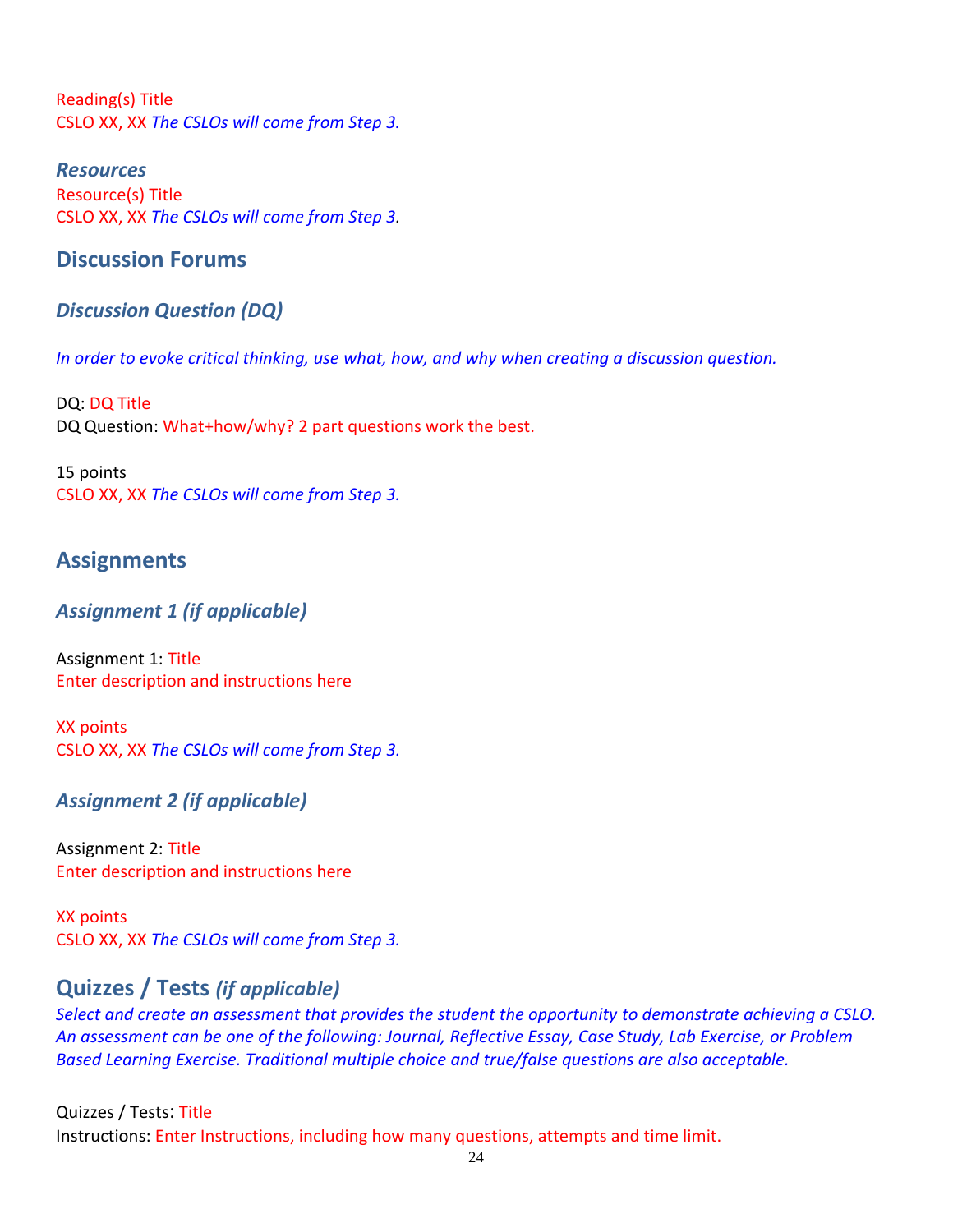Reading(s) Title
CSLO XX, XX *The CSLOs will come from Step 3.*

***Resources***
Resource(s) Title
CSLO XX, XX *The CSLOs will come from Step 3.*

## Discussion Forums

### *Discussion Question (DQ)*

*In order to evoke critical thinking, use what, how, and why when creating a discussion question.*

DQ: DQ Title
DQ Question: What+how/why? 2 part questions work the best.

15 points
CSLO XX, XX *The CSLOs will come from Step 3.*

## Assignments

### *Assignment 1 (if applicable)*

Assignment 1: Title
Enter description and instructions here

XX points
CSLO XX, XX *The CSLOs will come from Step 3.*

### *Assignment 2 (if applicable)*

Assignment 2: Title
Enter description and instructions here

XX points
CSLO XX, XX *The CSLOs will come from Step 3.*

## Quizzes / Tests *(if applicable)*

*Select and create an assessment that provides the student the opportunity to demonstrate achieving a CSLO. An assessment can be one of the following: Journal, Reflective Essay, Case Study, Lab Exercise, or Problem Based Learning Exercise. Traditional multiple choice and true/false questions are also acceptable.*

Quizzes / Tests: Title
Instructions: Enter Instructions, including how many questions, attempts and time limit.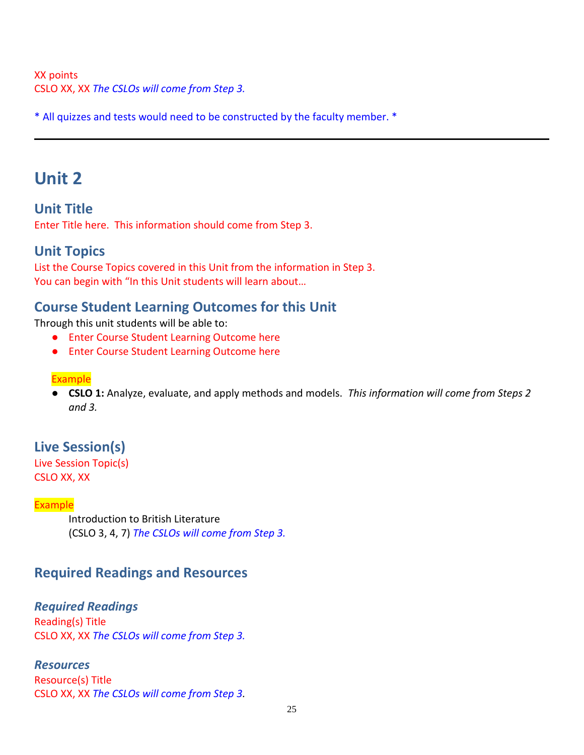XX points
CSLO XX, XX *The CSLOs will come from Step 3.*

* All quizzes and tests would need to be constructed by the faculty member. *

---

# Unit 2

## Unit Title

Enter Title here.  This information should come from Step 3.

## Unit Topics

List the Course Topics covered in this Unit from the information in Step 3.
You can begin with “In this Unit students will learn about…

## Course Student Learning Outcomes for this Unit

Through this unit students will be able to:

- Enter Course Student Learning Outcome here
- Enter Course Student Learning Outcome here

Example

- **CSLO 1:** Analyze, evaluate, and apply methods and models.  *This information will come from Steps 2 and 3.*

## Live Session(s)

Live Session Topic(s)
CSLO XX, XX

Example

Introduction to British Literature
(CSLO 3, 4, 7) *The CSLOs will come from Step 3.*

## Required Readings and Resources

### *Required Readings*

Reading(s) Title
CSLO XX, XX *The CSLOs will come from Step 3.*

### *Resources*

Resource(s) Title
CSLO XX, XX *The CSLOs will come from Step 3.*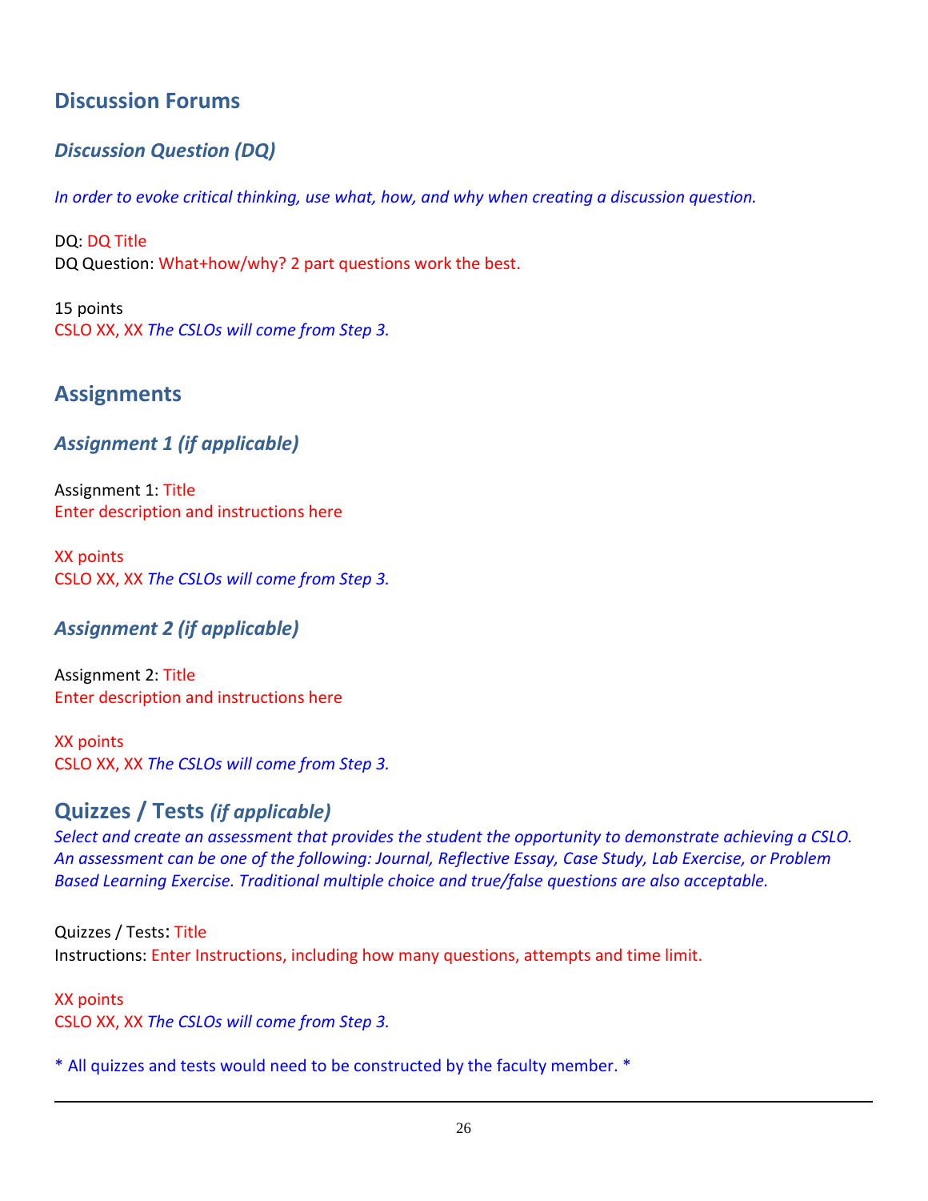## Discussion Forums

### *Discussion Question (DQ)*

*In order to evoke critical thinking, use what, how, and why when creating a discussion question.*

DQ: DQ Title
DQ Question: What+how/why? 2 part questions work the best.

15 points
CSLO XX, XX *The CSLOs will come from Step 3.*

## Assignments

### *Assignment 1 (if applicable)*

Assignment 1: Title
Enter description and instructions here

XX points
CSLO XX, XX *The CSLOs will come from Step 3.*

### *Assignment 2 (if applicable)*

Assignment 2: Title
Enter description and instructions here

XX points
CSLO XX, XX *The CSLOs will come from Step 3.*

## Quizzes / Tests *(if applicable)*

*Select and create an assessment that provides the student the opportunity to demonstrate achieving a CSLO. An assessment can be one of the following: Journal, Reflective Essay, Case Study, Lab Exercise, or Problem Based Learning Exercise. Traditional multiple choice and true/false questions are also acceptable.*

Quizzes / Tests: Title
Instructions: Enter Instructions, including how many questions, attempts and time limit.

XX points
CSLO XX, XX *The CSLOs will come from Step 3.*

* All quizzes and tests would need to be constructed by the faculty member. *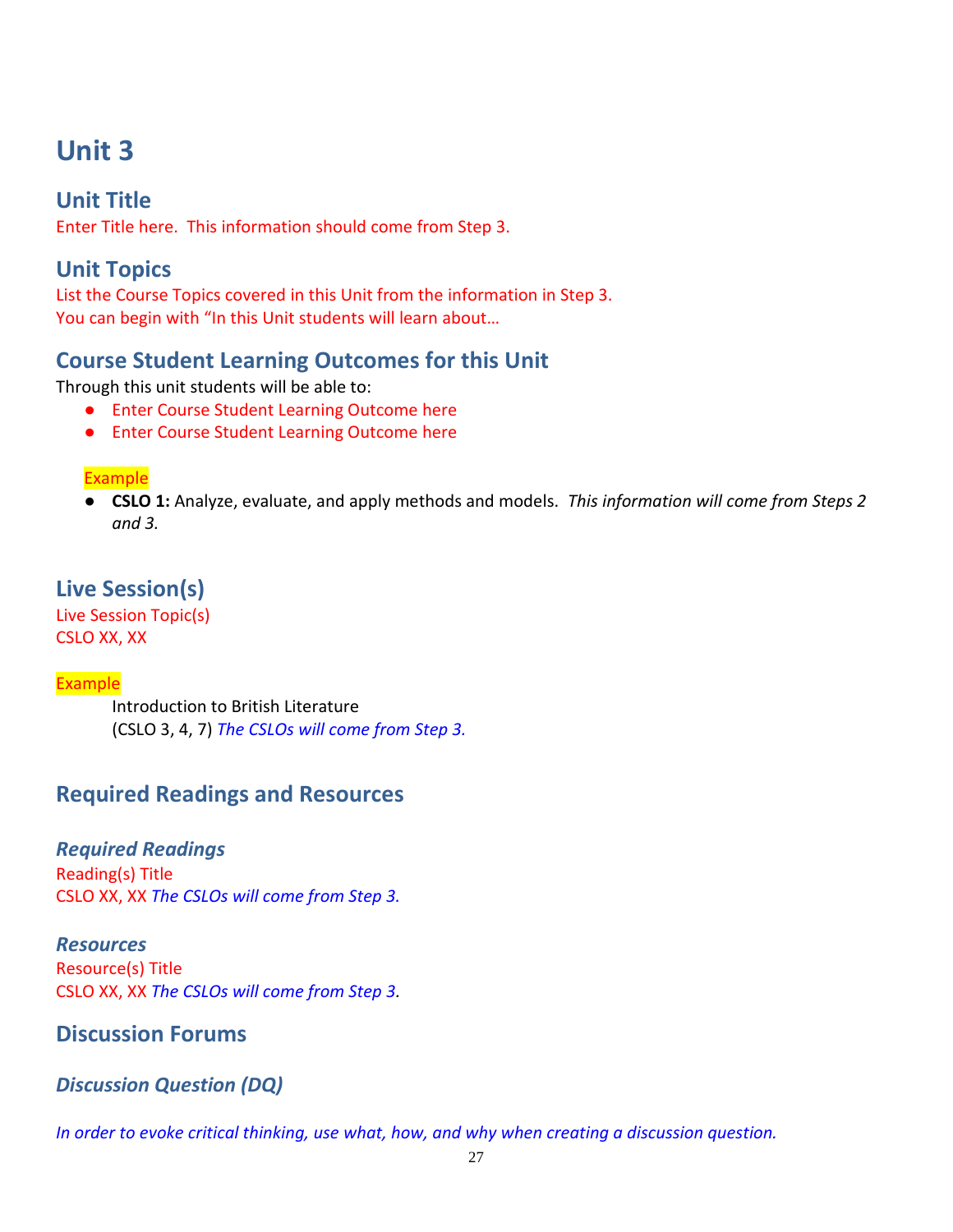# Unit 3

## Unit Title

Enter Title here. This information should come from Step 3.

## Unit Topics

List the Course Topics covered in this Unit from the information in Step 3.
You can begin with "In this Unit students will learn about…

## Course Student Learning Outcomes for this Unit

Through this unit students will be able to:

- Enter Course Student Learning Outcome here
- Enter Course Student Learning Outcome here

Example

- **CSLO 1:** Analyze, evaluate, and apply methods and models. *This information will come from Steps 2 and 3.*

## Live Session(s)

Live Session Topic(s)
CSLO XX, XX

Example

Introduction to British Literature
(CSLO 3, 4, 7) *The CSLOs will come from Step 3.*

## Required Readings and Resources

### *Required Readings*

Reading(s) Title
CSLO XX, XX *The CSLOs will come from Step 3.*

### *Resources*

Resource(s) Title
CSLO XX, XX *The CSLOs will come from Step 3*.

## Discussion Forums

### *Discussion Question (DQ)*

*In order to evoke critical thinking, use what, how, and why when creating a discussion question.*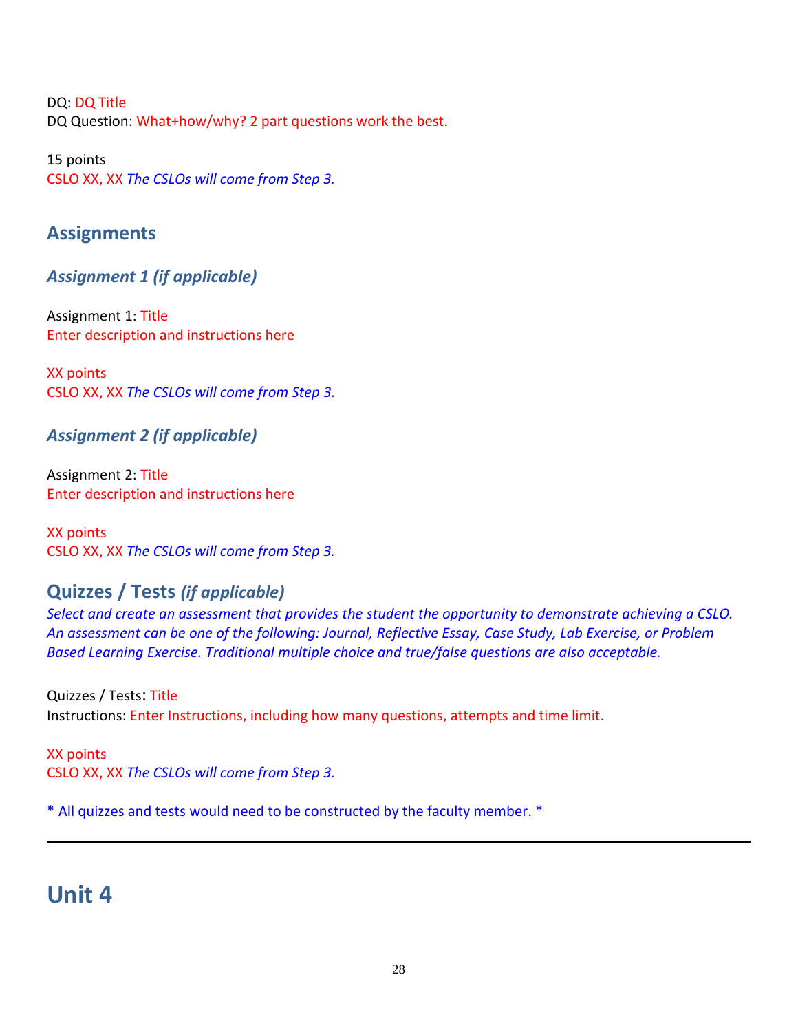DQ: DQ Title
DQ Question: What+how/why? 2 part questions work the best.

15 points
CSLO XX, XX *The CSLOs will come from Step 3.*

## Assignments

### *Assignment 1 (if applicable)*

Assignment 1: Title
Enter description and instructions here

XX points
CSLO XX, XX *The CSLOs will come from Step 3.*

### *Assignment 2 (if applicable)*

Assignment 2: Title
Enter description and instructions here

XX points
CSLO XX, XX *The CSLOs will come from Step 3.*

## Quizzes / Tests *(if applicable)*

*Select and create an assessment that provides the student the opportunity to demonstrate achieving a CSLO. An assessment can be one of the following: Journal, Reflective Essay, Case Study, Lab Exercise, or Problem Based Learning Exercise. Traditional multiple choice and true/false questions are also acceptable.*

Quizzes / Tests: Title
Instructions: Enter Instructions, including how many questions, attempts and time limit.

XX points
CSLO XX, XX *The CSLOs will come from Step 3.*

* All quizzes and tests would need to be constructed by the faculty member. *

---

# Unit 4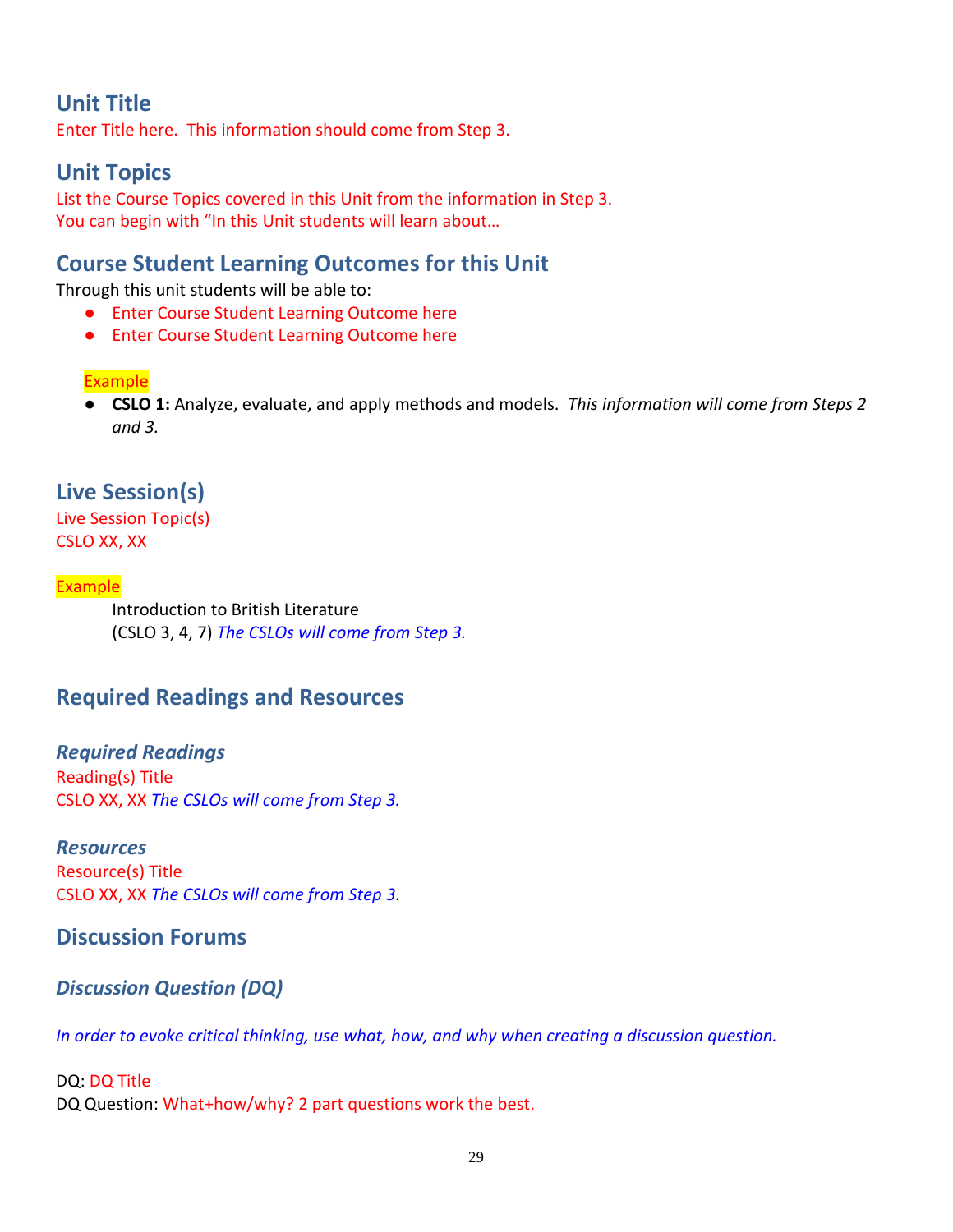## Unit Title

Enter Title here. This information should come from Step 3.

## Unit Topics

List the Course Topics covered in this Unit from the information in Step 3.
You can begin with "In this Unit students will learn about…

## Course Student Learning Outcomes for this Unit

Through this unit students will be able to:

- Enter Course Student Learning Outcome here
- Enter Course Student Learning Outcome here

Example

- **CSLO 1:** Analyze, evaluate, and apply methods and models. *This information will come from Steps 2 and 3.*

## Live Session(s)

Live Session Topic(s)
CSLO XX, XX

Example

Introduction to British Literature
(CSLO 3, 4, 7) *The CSLOs will come from Step 3.*

## Required Readings and Resources

### *Required Readings*

Reading(s) Title
CSLO XX, XX *The CSLOs will come from Step 3.*

### *Resources*

Resource(s) Title
CSLO XX, XX *The CSLOs will come from Step 3*.

## Discussion Forums

### *Discussion Question (DQ)*

*In order to evoke critical thinking, use what, how, and why when creating a discussion question.*

DQ: DQ Title
DQ Question: What+how/why? 2 part questions work the best.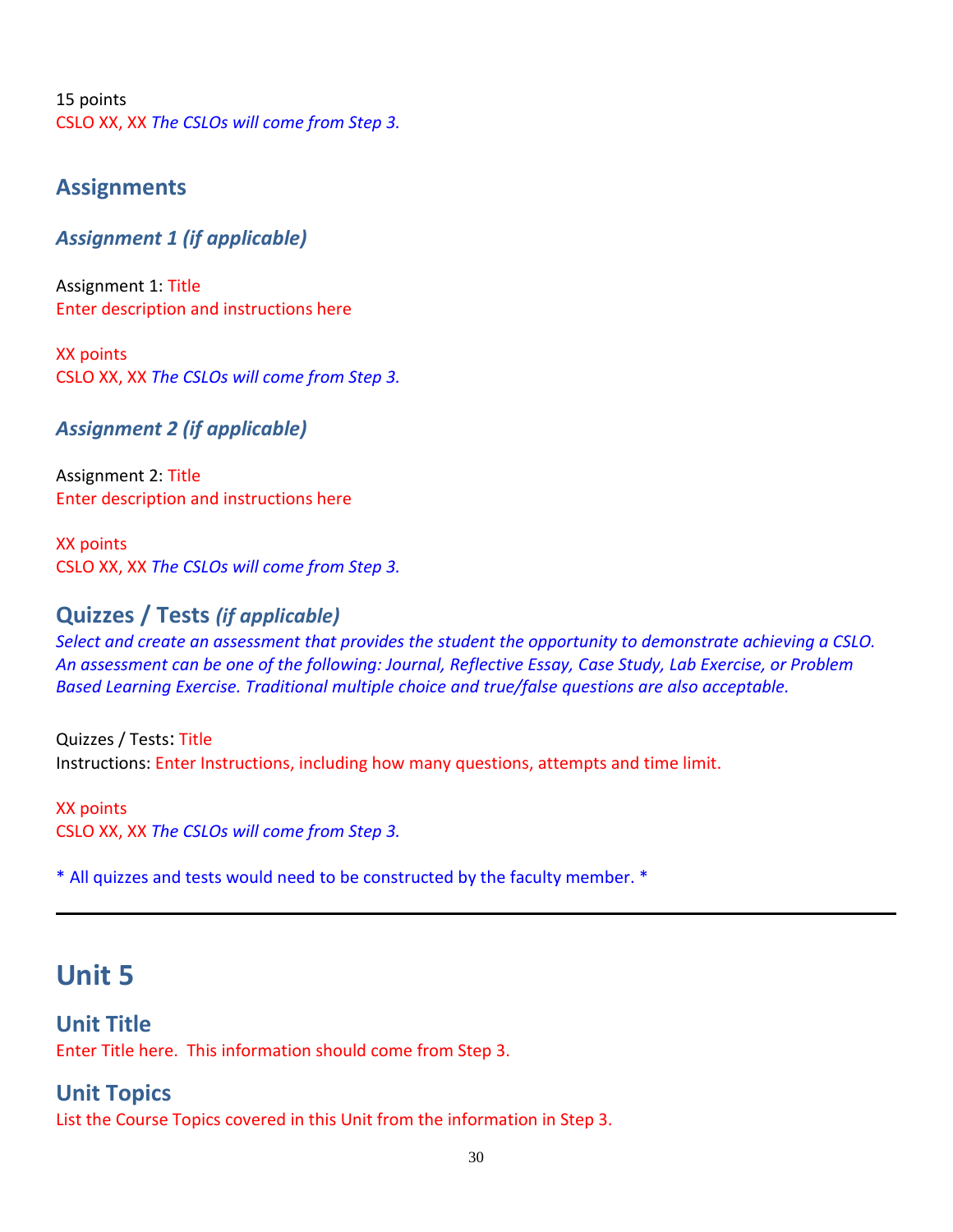15 points
CSLO XX, XX *The CSLOs will come from Step 3.*

## Assignments

### *Assignment 1 (if applicable)*

Assignment 1: Title
Enter description and instructions here

XX points
CSLO XX, XX *The CSLOs will come from Step 3.*

### *Assignment 2 (if applicable)*

Assignment 2: Title
Enter description and instructions here

XX points
CSLO XX, XX *The CSLOs will come from Step 3.*

## Quizzes / Tests *(if applicable)*

*Select and create an assessment that provides the student the opportunity to demonstrate achieving a CSLO. An assessment can be one of the following: Journal, Reflective Essay, Case Study, Lab Exercise, or Problem Based Learning Exercise. Traditional multiple choice and true/false questions are also acceptable.*

Quizzes / Tests: Title
Instructions: Enter Instructions, including how many questions, attempts and time limit.

XX points
CSLO XX, XX *The CSLOs will come from Step 3.*

* All quizzes and tests would need to be constructed by the faculty member. *

---

# Unit 5

## Unit Title

Enter Title here. This information should come from Step 3.

## Unit Topics

List the Course Topics covered in this Unit from the information in Step 3.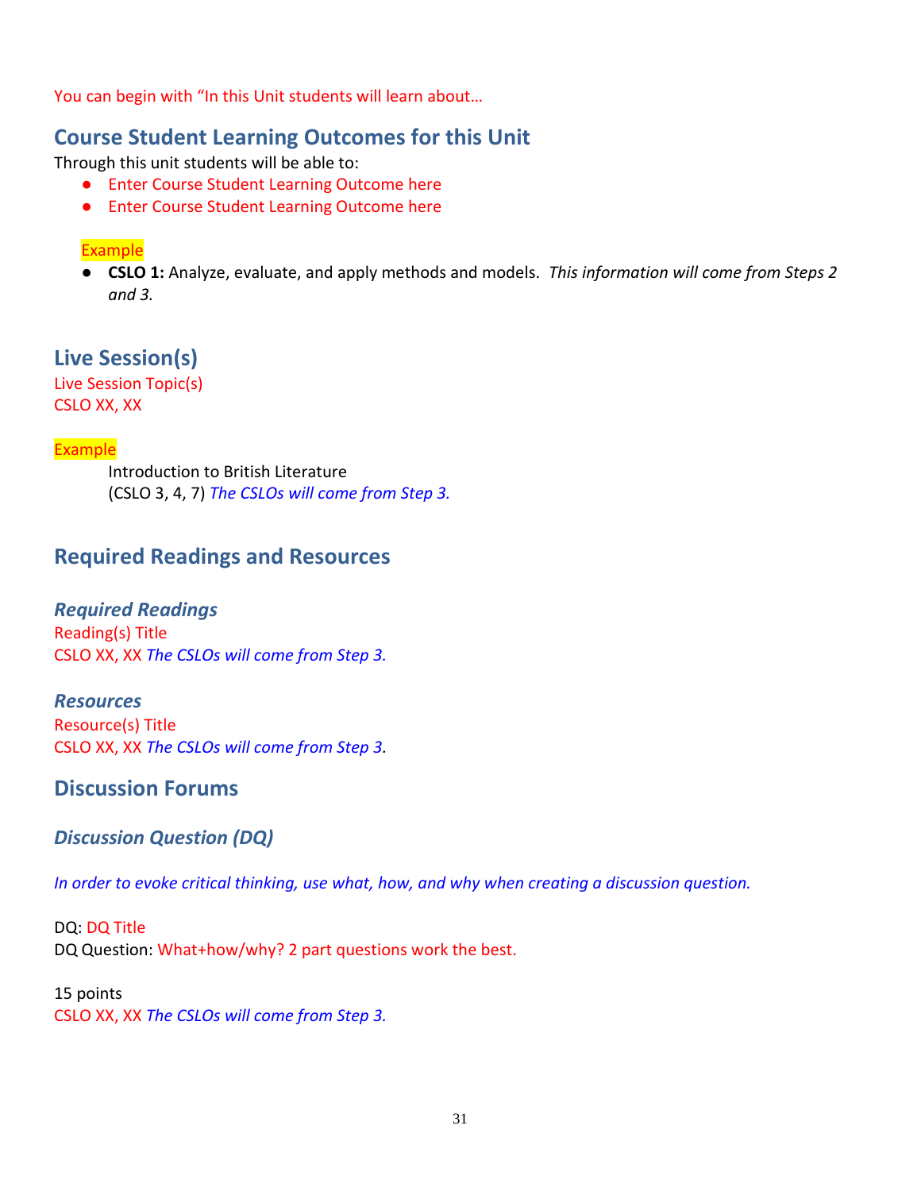You can begin with "In this Unit students will learn about…

## Course Student Learning Outcomes for this Unit

Through this unit students will be able to:

- Enter Course Student Learning Outcome here
- Enter Course Student Learning Outcome here

Example

- **CSLO 1:** Analyze, evaluate, and apply methods and models. *This information will come from Steps 2 and 3.*

## Live Session(s)

Live Session Topic(s)
CSLO XX, XX

Example

Introduction to British Literature
(CSLO 3, 4, 7) *The CSLOs will come from Step 3.*

## Required Readings and Resources

### *Required Readings*

Reading(s) Title
CSLO XX, XX *The CSLOs will come from Step 3.*

### *Resources*

Resource(s) Title
CSLO XX, XX *The CSLOs will come from Step 3*.

## Discussion Forums

### *Discussion Question (DQ)*

*In order to evoke critical thinking, use what, how, and why when creating a discussion question.*

DQ: DQ Title
DQ Question: What+how/why? 2 part questions work the best.

15 points
CSLO XX, XX *The CSLOs will come from Step 3.*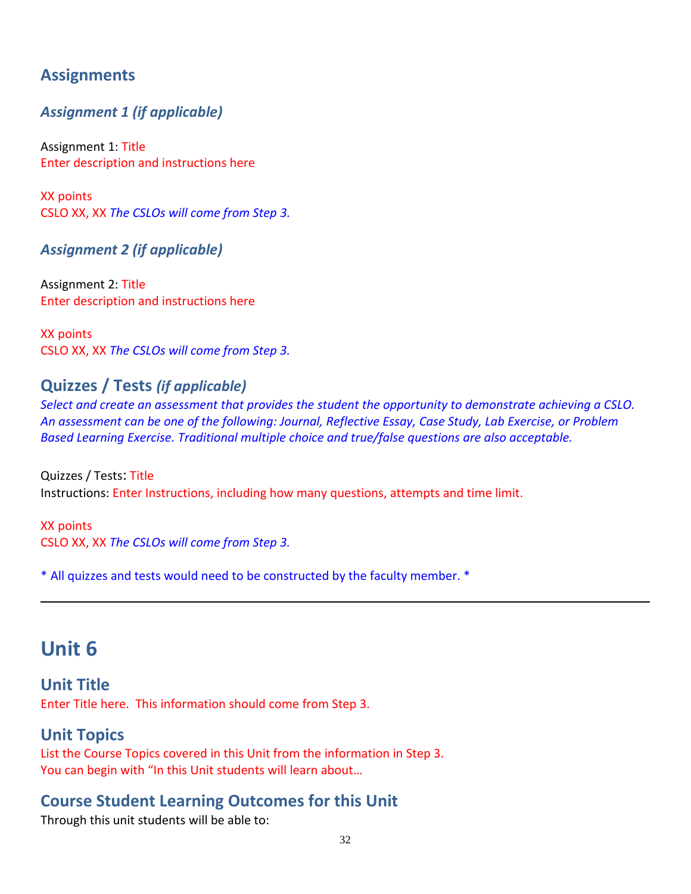## Assignments

### *Assignment 1 (if applicable)*

Assignment 1: Title
Enter description and instructions here

XX points
CSLO XX, XX *The CSLOs will come from Step 3.*

### *Assignment 2 (if applicable)*

Assignment 2: Title
Enter description and instructions here

XX points
CSLO XX, XX *The CSLOs will come from Step 3.*

## Quizzes / Tests *(if applicable)*

*Select and create an assessment that provides the student the opportunity to demonstrate achieving a CSLO. An assessment can be one of the following: Journal, Reflective Essay, Case Study, Lab Exercise, or Problem Based Learning Exercise. Traditional multiple choice and true/false questions are also acceptable.*

Quizzes / Tests: Title
Instructions: Enter Instructions, including how many questions, attempts and time limit.

XX points
CSLO XX, XX *The CSLOs will come from Step 3.*

* All quizzes and tests would need to be constructed by the faculty member. *

---

# Unit 6

## Unit Title

Enter Title here. This information should come from Step 3.

## Unit Topics

List the Course Topics covered in this Unit from the information in Step 3.
You can begin with "In this Unit students will learn about…

## Course Student Learning Outcomes for this Unit

Through this unit students will be able to: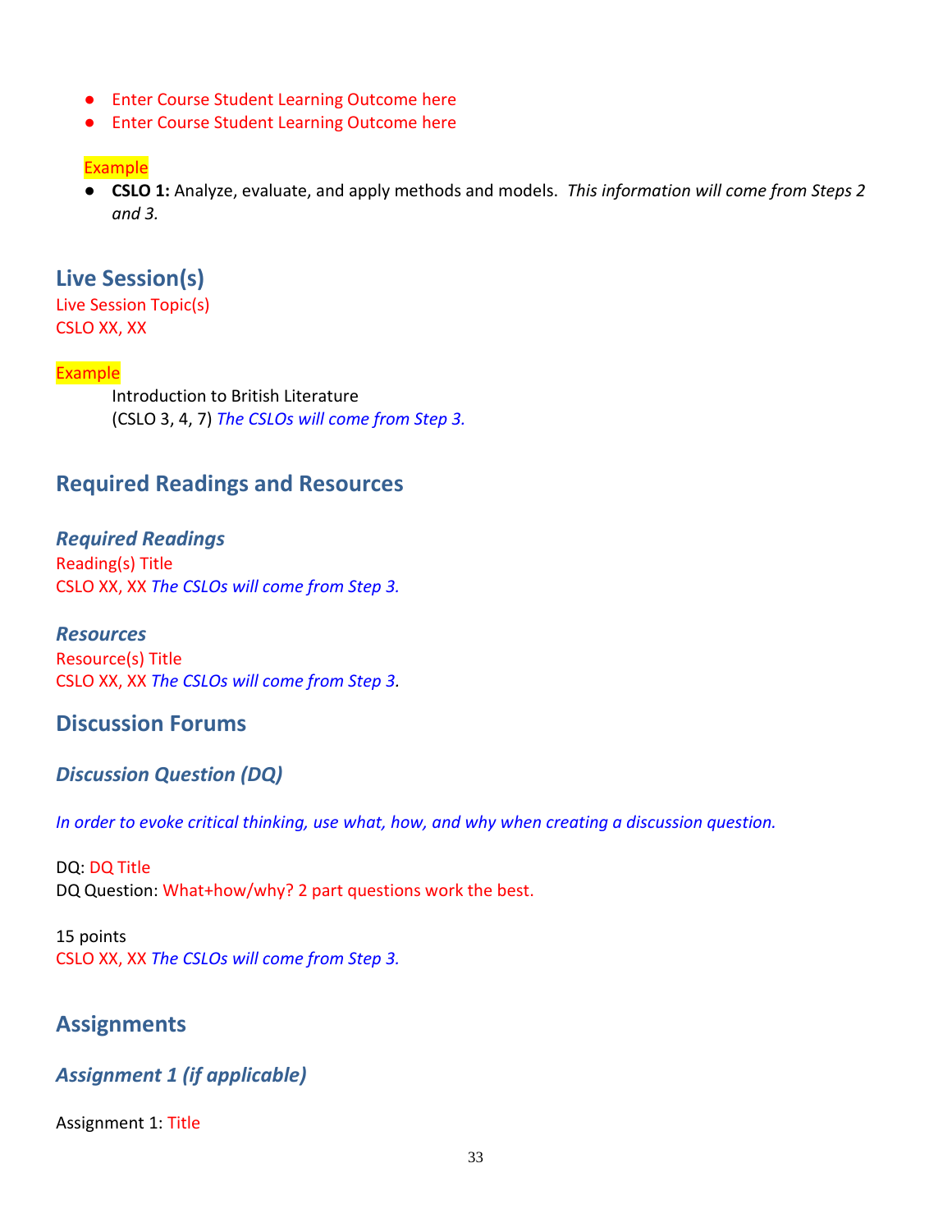- Enter Course Student Learning Outcome here
- Enter Course Student Learning Outcome here

Example

- **CSLO 1:** Analyze, evaluate, and apply methods and models. *This information will come from Steps 2 and 3.*

## Live Session(s)

Live Session Topic(s)
CSLO XX, XX

Example

Introduction to British Literature
(CSLO 3, 4, 7) *The CSLOs will come from Step 3.*

## Required Readings and Resources

### *Required Readings*

Reading(s) Title
CSLO XX, XX *The CSLOs will come from Step 3.*

### *Resources*

Resource(s) Title
CSLO XX, XX *The CSLOs will come from Step 3.*

## Discussion Forums

### *Discussion Question (DQ)*

*In order to evoke critical thinking, use what, how, and why when creating a discussion question.*

DQ: DQ Title
DQ Question: What+how/why? 2 part questions work the best.

15 points
CSLO XX, XX *The CSLOs will come from Step 3.*

## Assignments

### *Assignment 1 (if applicable)*

Assignment 1: Title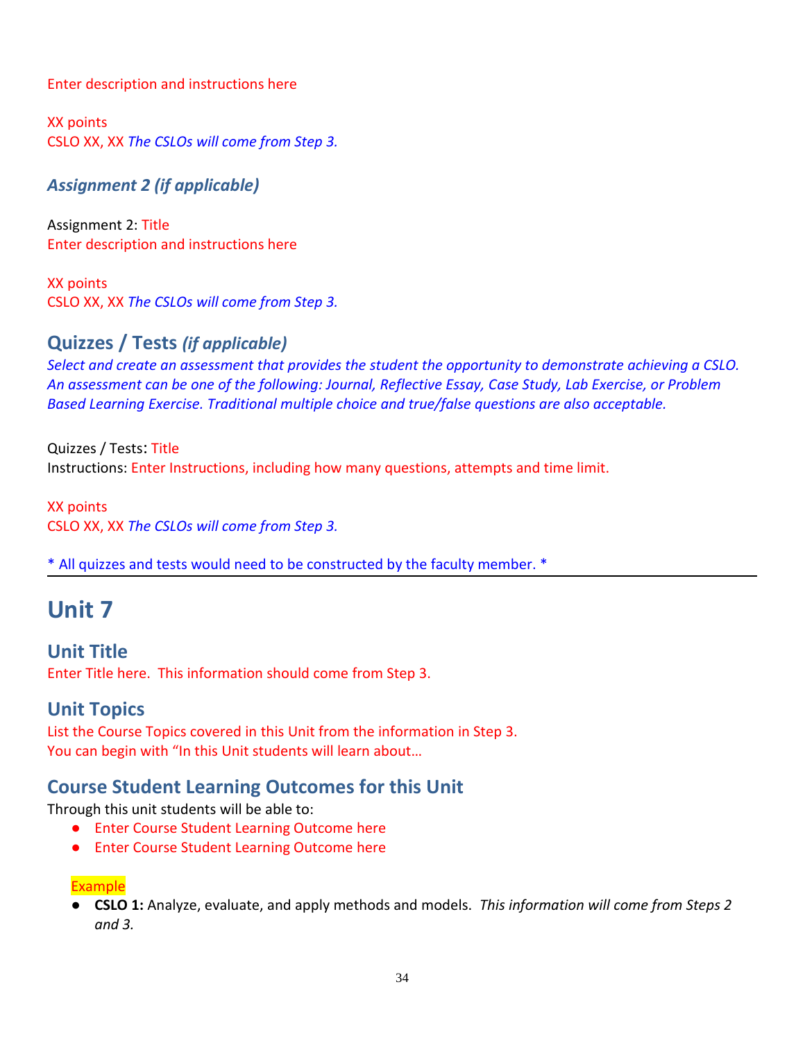Enter description and instructions here

XX points
CSLO XX, XX *The CSLOs will come from Step 3.*

### *Assignment 2 (if applicable)*

Assignment 2: Title
Enter description and instructions here

XX points
CSLO XX, XX *The CSLOs will come from Step 3.*

## Quizzes / Tests *(if applicable)*

*Select and create an assessment that provides the student the opportunity to demonstrate achieving a CSLO. An assessment can be one of the following: Journal, Reflective Essay, Case Study, Lab Exercise, or Problem Based Learning Exercise. Traditional multiple choice and true/false questions are also acceptable.*

Quizzes / Tests: Title
Instructions: Enter Instructions, including how many questions, attempts and time limit.

XX points
CSLO XX, XX *The CSLOs will come from Step 3.*

* All quizzes and tests would need to be constructed by the faculty member. *

---

# Unit 7

## Unit Title

Enter Title here. This information should come from Step 3.

## Unit Topics

List the Course Topics covered in this Unit from the information in Step 3.
You can begin with "In this Unit students will learn about…

## Course Student Learning Outcomes for this Unit

Through this unit students will be able to:

- Enter Course Student Learning Outcome here
- Enter Course Student Learning Outcome here

Example

- **CSLO 1:** Analyze, evaluate, and apply methods and models. *This information will come from Steps 2 and 3.*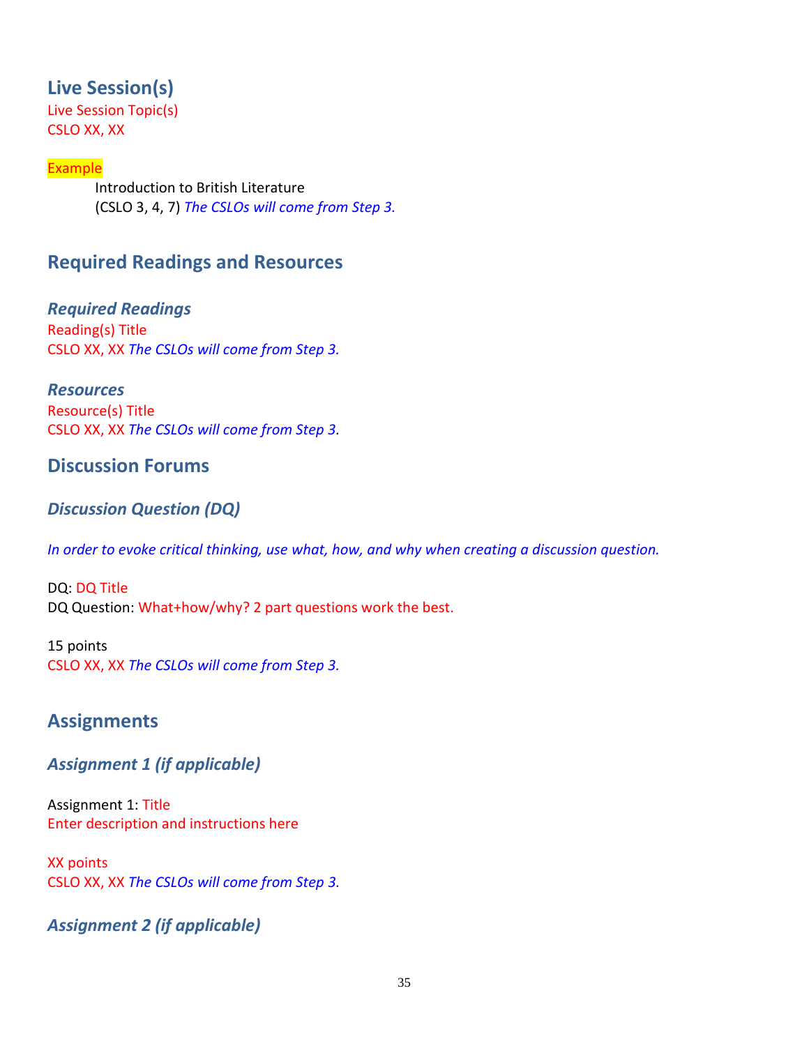## Live Session(s)

Live Session Topic(s)
CSLO XX, XX

Example

Introduction to British Literature
(CSLO 3, 4, 7) *The CSLOs will come from Step 3.*

## Required Readings and Resources

### *Required Readings*

Reading(s) Title
CSLO XX, XX *The CSLOs will come from Step 3.*

### *Resources*

Resource(s) Title
CSLO XX, XX *The CSLOs will come from Step 3.*

## Discussion Forums

### *Discussion Question (DQ)*

*In order to evoke critical thinking, use what, how, and why when creating a discussion question.*

DQ: DQ Title
DQ Question: What+how/why? 2 part questions work the best.

15 points
CSLO XX, XX *The CSLOs will come from Step 3.*

## Assignments

### *Assignment 1 (if applicable)*

Assignment 1: Title
Enter description and instructions here

XX points
CSLO XX, XX *The CSLOs will come from Step 3.*

### *Assignment 2 (if applicable)*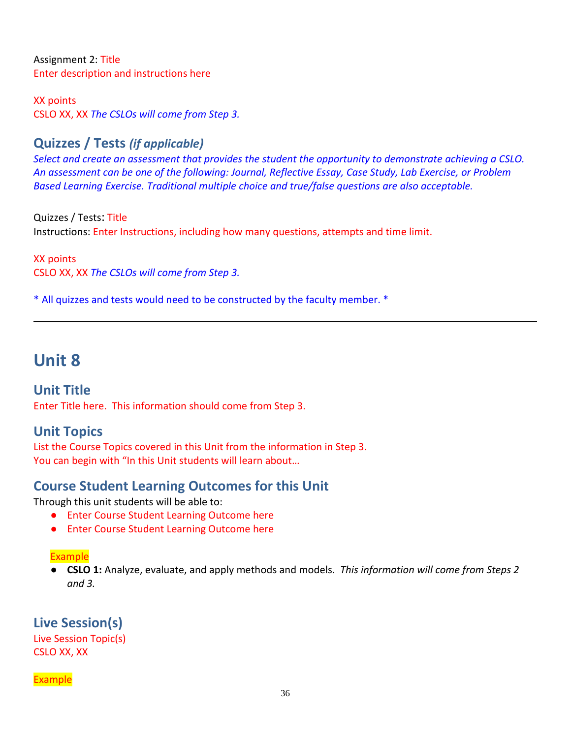Assignment 2: Title
Enter description and instructions here

XX points
CSLO XX, XX *The CSLOs will come from Step 3.*

### Quizzes / Tests *(if applicable)*

*Select and create an assessment that provides the student the opportunity to demonstrate achieving a CSLO. An assessment can be one of the following: Journal, Reflective Essay, Case Study, Lab Exercise, or Problem Based Learning Exercise. Traditional multiple choice and true/false questions are also acceptable.*

Quizzes / Tests: Title
Instructions: Enter Instructions, including how many questions, attempts and time limit.

XX points
CSLO XX, XX *The CSLOs will come from Step 3.*

* All quizzes and tests would need to be constructed by the faculty member. *

---

## Unit 8

### Unit Title

Enter Title here. This information should come from Step 3.

### Unit Topics

List the Course Topics covered in this Unit from the information in Step 3.
You can begin with "In this Unit students will learn about…

### Course Student Learning Outcomes for this Unit

Through this unit students will be able to:

- Enter Course Student Learning Outcome here
- Enter Course Student Learning Outcome here

Example

- **CSLO 1:** Analyze, evaluate, and apply methods and models. *This information will come from Steps 2 and 3.*

### Live Session(s)

Live Session Topic(s)
CSLO XX, XX

Example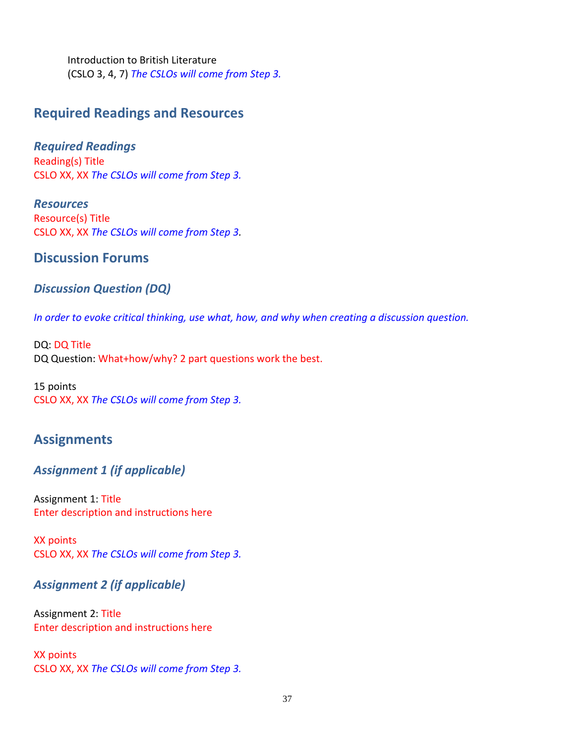Introduction to British Literature
(CSLO 3, 4, 7) *The CSLOs will come from Step 3.*

## Required Readings and Resources

### *Required Readings*

Reading(s) Title
CSLO XX, XX *The CSLOs will come from Step 3.*

### *Resources*

Resource(s) Title
CSLO XX, XX *The CSLOs will come from Step 3.*

## Discussion Forums

### *Discussion Question (DQ)*

*In order to evoke critical thinking, use what, how, and why when creating a discussion question.*

DQ: DQ Title
DQ Question: What+how/why? 2 part questions work the best.

15 points
CSLO XX, XX *The CSLOs will come from Step 3.*

## Assignments

### *Assignment 1 (if applicable)*

Assignment 1: Title
Enter description and instructions here

XX points
CSLO XX, XX *The CSLOs will come from Step 3.*

### *Assignment 2 (if applicable)*

Assignment 2: Title
Enter description and instructions here

XX points
CSLO XX, XX *The CSLOs will come from Step 3.*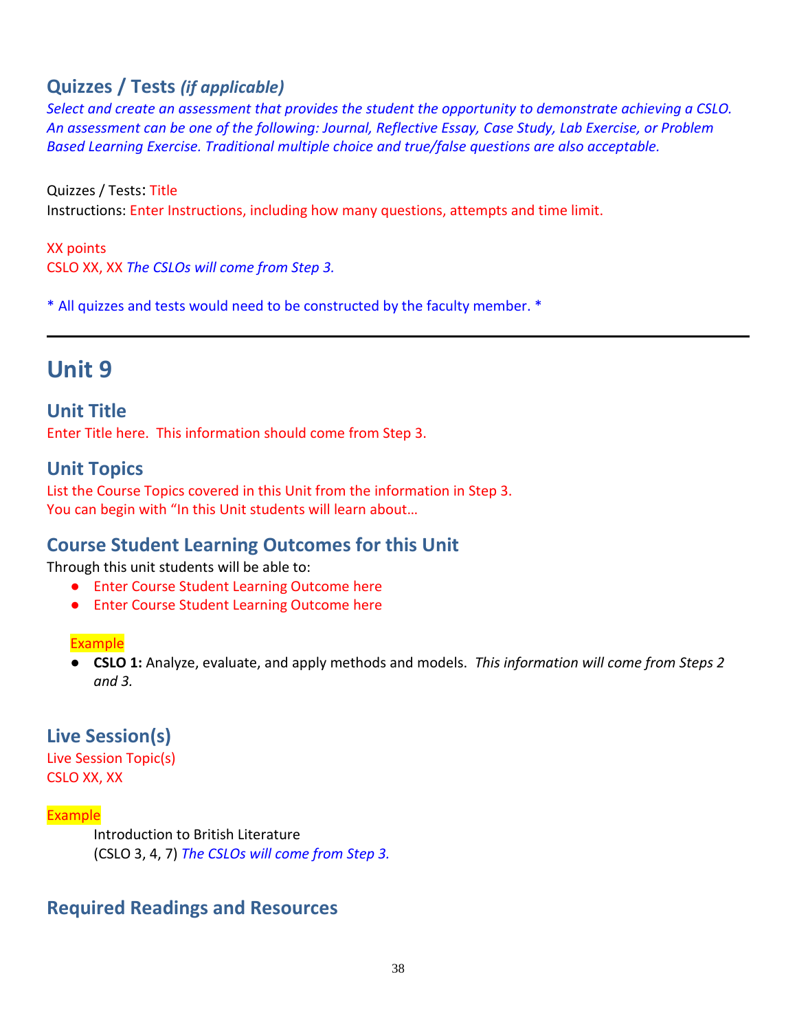### Quizzes / Tests *(if applicable)*

*Select and create an assessment that provides the student the opportunity to demonstrate achieving a CSLO. An assessment can be one of the following: Journal, Reflective Essay, Case Study, Lab Exercise, or Problem Based Learning Exercise. Traditional multiple choice and true/false questions are also acceptable.*

Quizzes / Tests: Title
Instructions: Enter Instructions, including how many questions, attempts and time limit.

XX points
CSLO XX, XX *The CSLOs will come from Step 3.*

* All quizzes and tests would need to be constructed by the faculty member. *

---

## Unit 9

### Unit Title

Enter Title here. This information should come from Step 3.

### Unit Topics

List the Course Topics covered in this Unit from the information in Step 3.
You can begin with "In this Unit students will learn about…

### Course Student Learning Outcomes for this Unit

Through this unit students will be able to:

- Enter Course Student Learning Outcome here
- Enter Course Student Learning Outcome here

Example

- **CSLO 1:** Analyze, evaluate, and apply methods and models. *This information will come from Steps 2 and 3.*

### Live Session(s)

Live Session Topic(s)
CSLO XX, XX

Example

Introduction to British Literature
(CSLO 3, 4, 7) *The CSLOs will come from Step 3.*

### Required Readings and Resources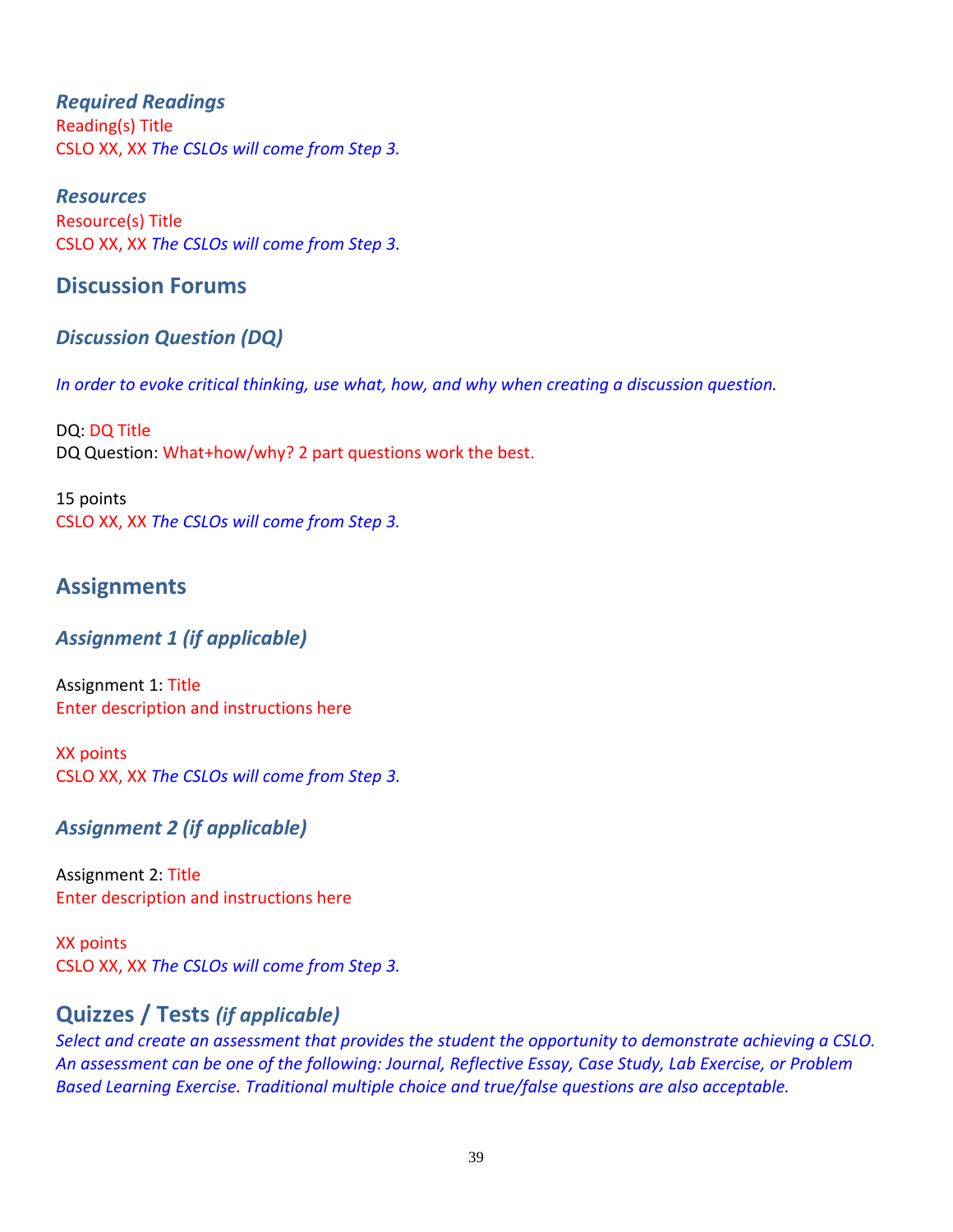### *Required Readings*

Reading(s) Title
CSLO XX, XX *The CSLOs will come from Step 3.*

### *Resources*

Resource(s) Title
CSLO XX, XX *The CSLOs will come from Step 3.*

## Discussion Forums

### *Discussion Question (DQ)*

*In order to evoke critical thinking, use what, how, and why when creating a discussion question.*

DQ: DQ Title
DQ Question: What+how/why? 2 part questions work the best.

15 points
CSLO XX, XX *The CSLOs will come from Step 3.*

## Assignments

### *Assignment 1 (if applicable)*

Assignment 1: Title
Enter description and instructions here

XX points
CSLO XX, XX *The CSLOs will come from Step 3.*

### *Assignment 2 (if applicable)*

Assignment 2: Title
Enter description and instructions here

XX points
CSLO XX, XX *The CSLOs will come from Step 3.*

## Quizzes / Tests *(if applicable)*

*Select and create an assessment that provides the student the opportunity to demonstrate achieving a CSLO. An assessment can be one of the following: Journal, Reflective Essay, Case Study, Lab Exercise, or Problem Based Learning Exercise. Traditional multiple choice and true/false questions are also acceptable.*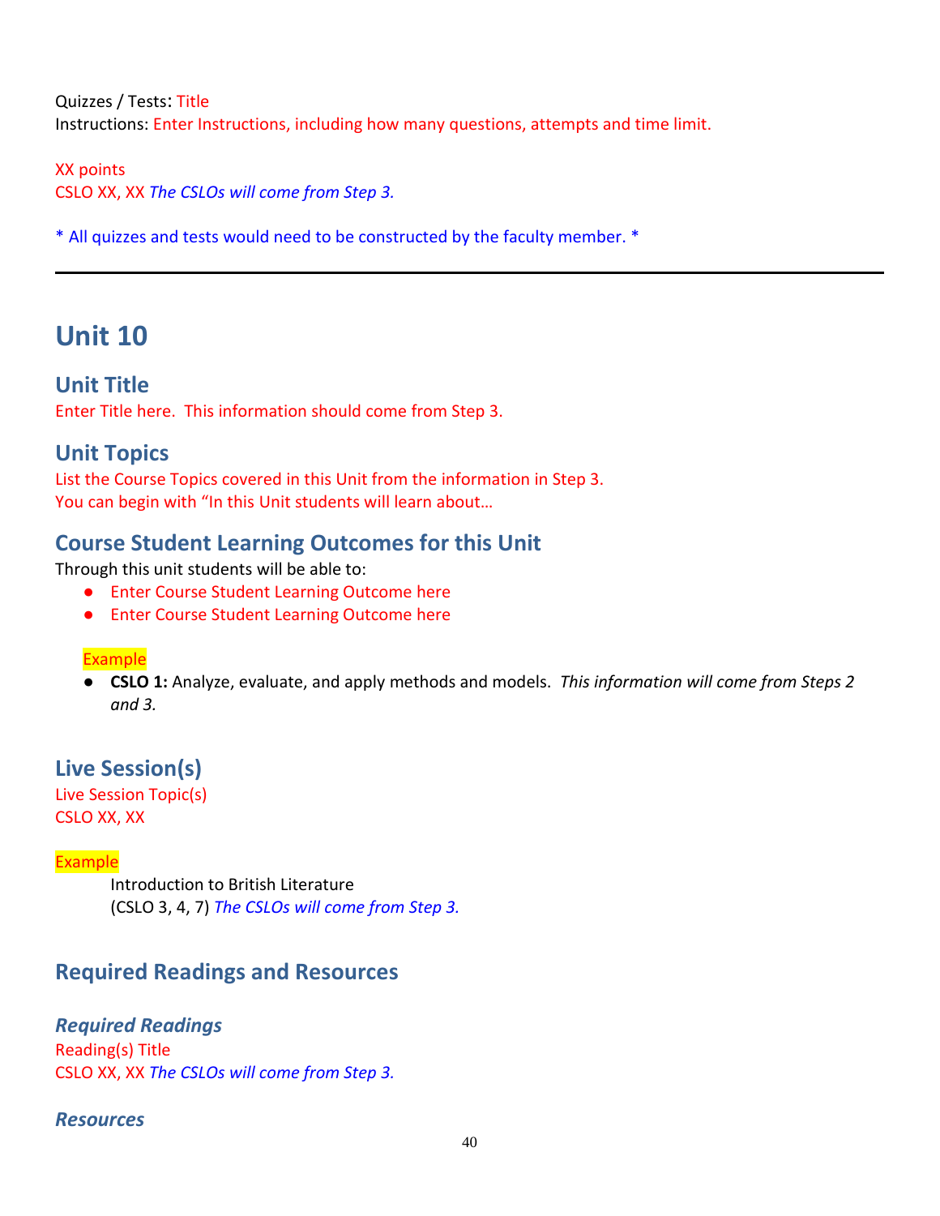Quizzes / Tests: Title
Instructions: Enter Instructions, including how many questions, attempts and time limit.

XX points
CSLO XX, XX *The CSLOs will come from Step 3.*

* All quizzes and tests would need to be constructed by the faculty member. *

---

# Unit 10

## Unit Title

Enter Title here. This information should come from Step 3.

## Unit Topics

List the Course Topics covered in this Unit from the information in Step 3.
You can begin with "In this Unit students will learn about…

## Course Student Learning Outcomes for this Unit

Through this unit students will be able to:

- Enter Course Student Learning Outcome here
- Enter Course Student Learning Outcome here

Example

- **CSLO 1:** Analyze, evaluate, and apply methods and models. *This information will come from Steps 2 and 3.*

## Live Session(s)

Live Session Topic(s)
CSLO XX, XX

Example

Introduction to British Literature
(CSLO 3, 4, 7) *The CSLOs will come from Step 3.*

## Required Readings and Resources

### *Required Readings*

Reading(s) Title
CSLO XX, XX *The CSLOs will come from Step 3.*

### *Resources*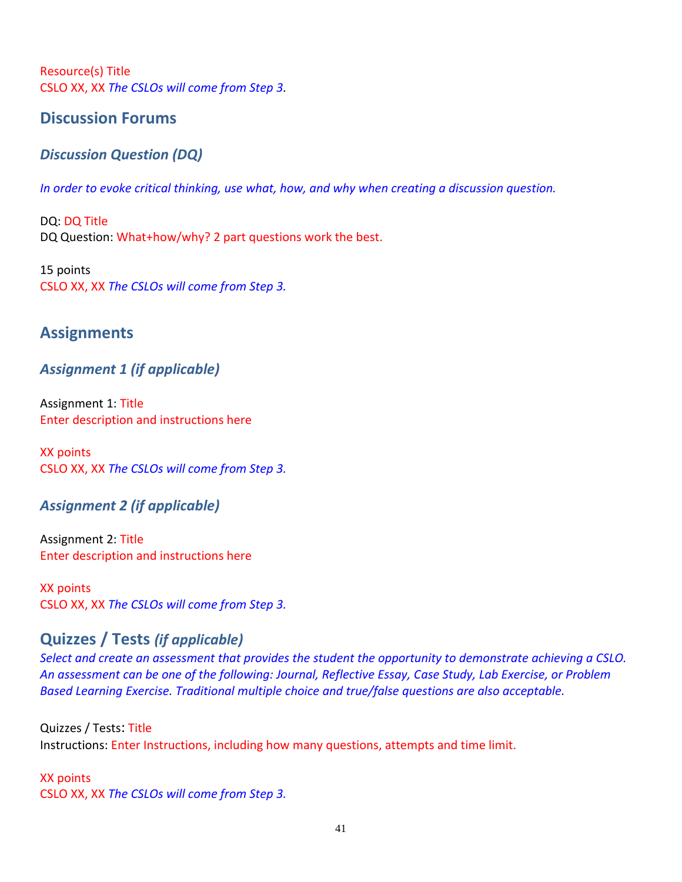Resource(s) Title
CSLO XX, XX *The CSLOs will come from Step 3*.

## Discussion Forums

### *Discussion Question (DQ)*

*In order to evoke critical thinking, use what, how, and why when creating a discussion question.*

DQ: DQ Title
DQ Question: What+how/why? 2 part questions work the best.

15 points
CSLO XX, XX *The CSLOs will come from Step 3.*

## Assignments

### *Assignment 1 (if applicable)*

Assignment 1: Title
Enter description and instructions here

XX points
CSLO XX, XX *The CSLOs will come from Step 3.*

### *Assignment 2 (if applicable)*

Assignment 2: Title
Enter description and instructions here

XX points
CSLO XX, XX *The CSLOs will come from Step 3.*

## Quizzes / Tests *(if applicable)*

*Select and create an assessment that provides the student the opportunity to demonstrate achieving a CSLO. An assessment can be one of the following: Journal, Reflective Essay, Case Study, Lab Exercise, or Problem Based Learning Exercise. Traditional multiple choice and true/false questions are also acceptable.*

Quizzes / Tests: Title
Instructions: Enter Instructions, including how many questions, attempts and time limit.

XX points
CSLO XX, XX *The CSLOs will come from Step 3.*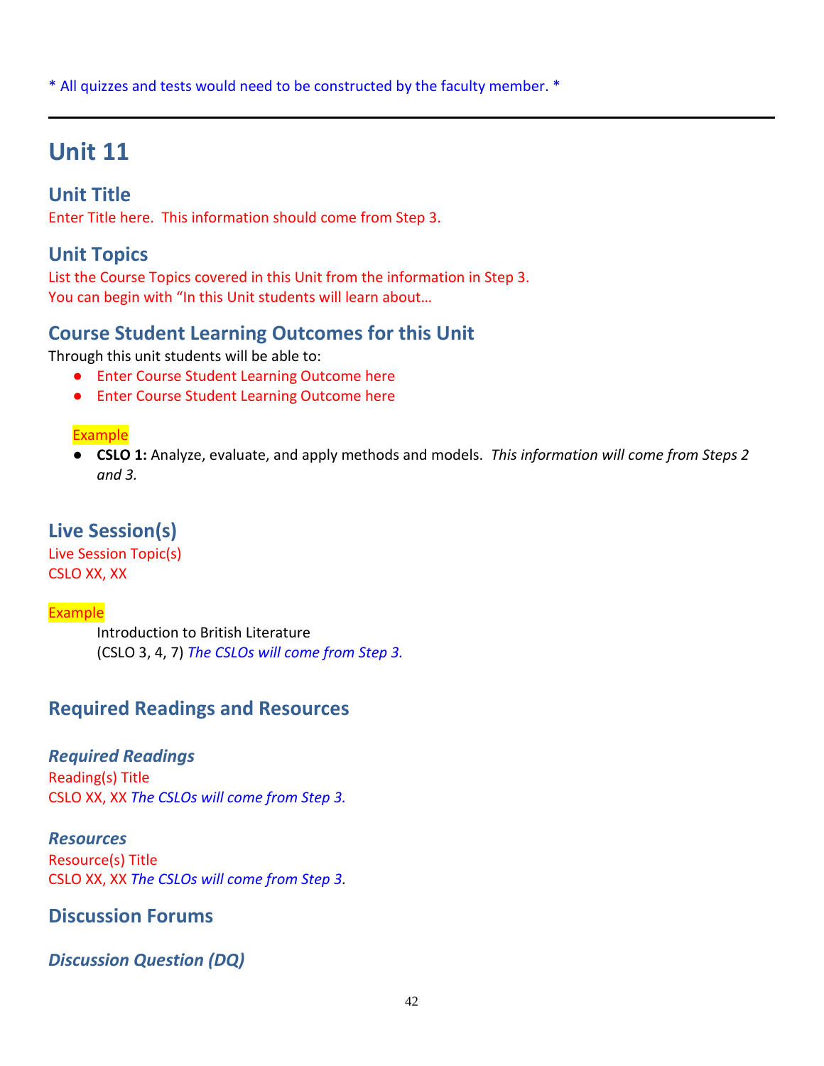* All quizzes and tests would need to be constructed by the faculty member. *

---

# Unit 11

## Unit Title

Enter Title here.  This information should come from Step 3.

## Unit Topics

List the Course Topics covered in this Unit from the information in Step 3.
You can begin with "In this Unit students will learn about…

## Course Student Learning Outcomes for this Unit

Through this unit students will be able to:

- Enter Course Student Learning Outcome here
- Enter Course Student Learning Outcome here

Example

- **CSLO 1:** Analyze, evaluate, and apply methods and models.  *This information will come from Steps 2 and 3.*

## Live Session(s)

Live Session Topic(s)
CSLO XX, XX

Example

Introduction to British Literature
(CSLO 3, 4, 7) *The CSLOs will come from Step 3.*

## Required Readings and Resources

### *Required Readings*

Reading(s) Title
CSLO XX, XX *The CSLOs will come from Step 3.*

### *Resources*

Resource(s) Title
CSLO XX, XX *The CSLOs will come from Step 3.*

## Discussion Forums

### *Discussion Question (DQ)*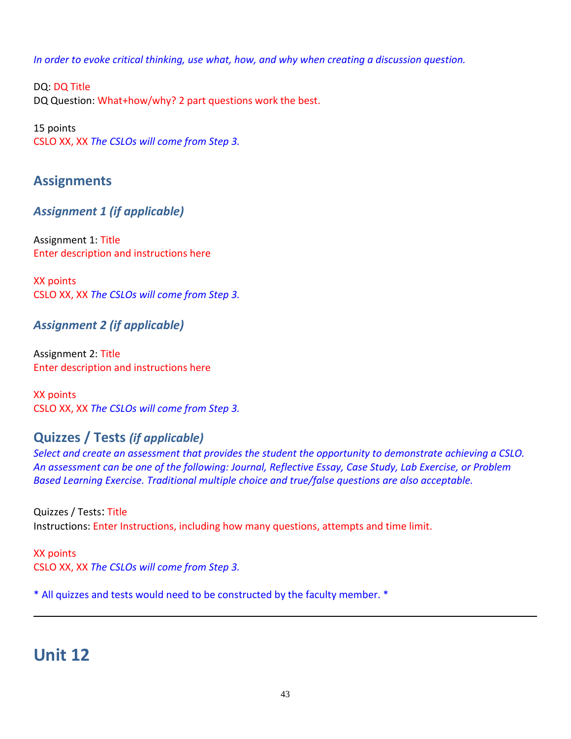*In order to evoke critical thinking, use what, how, and why when creating a discussion question.*

DQ: DQ Title
DQ Question: What+how/why? 2 part questions work the best.

15 points
CSLO XX, XX *The CSLOs will come from Step 3.*

## Assignments

### *Assignment 1 (if applicable)*

Assignment 1: Title
Enter description and instructions here

XX points
CSLO XX, XX *The CSLOs will come from Step 3.*

### *Assignment 2 (if applicable)*

Assignment 2: Title
Enter description and instructions here

XX points
CSLO XX, XX *The CSLOs will come from Step 3.*

## Quizzes / Tests *(if applicable)*

*Select and create an assessment that provides the student the opportunity to demonstrate achieving a CSLO. An assessment can be one of the following: Journal, Reflective Essay, Case Study, Lab Exercise, or Problem Based Learning Exercise. Traditional multiple choice and true/false questions are also acceptable.*

Quizzes / Tests: Title
Instructions: Enter Instructions, including how many questions, attempts and time limit.

XX points
CSLO XX, XX *The CSLOs will come from Step 3.*

* All quizzes and tests would need to be constructed by the faculty member. *

---

# Unit 12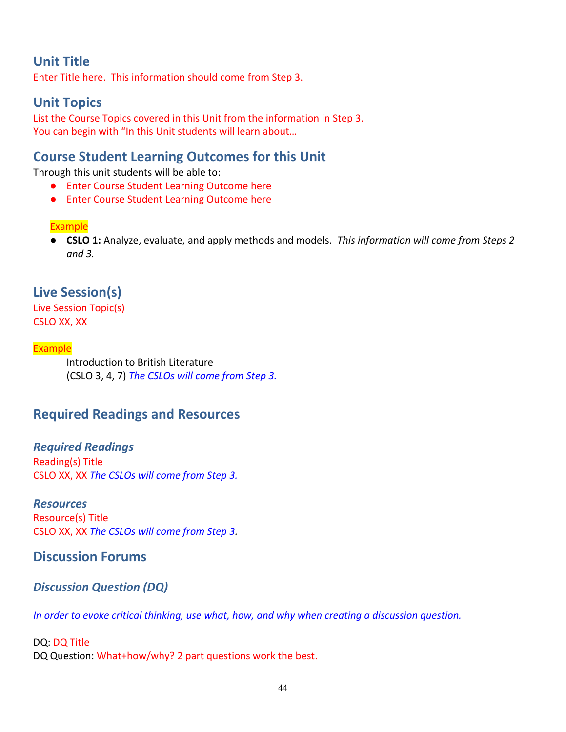## Unit Title

Enter Title here. This information should come from Step 3.

## Unit Topics

List the Course Topics covered in this Unit from the information in Step 3.
You can begin with "In this Unit students will learn about…

## Course Student Learning Outcomes for this Unit

Through this unit students will be able to:

- Enter Course Student Learning Outcome here
- Enter Course Student Learning Outcome here

Example

- **CSLO 1:** Analyze, evaluate, and apply methods and models. *This information will come from Steps 2 and 3.*

## Live Session(s)

Live Session Topic(s)
CSLO XX, XX

Example

Introduction to British Literature
(CSLO 3, 4, 7) *The CSLOs will come from Step 3.*

## Required Readings and Resources

### *Required Readings*

Reading(s) Title
CSLO XX, XX *The CSLOs will come from Step 3.*

### *Resources*

Resource(s) Title
CSLO XX, XX *The CSLOs will come from Step 3*.

## Discussion Forums

### *Discussion Question (DQ)*

*In order to evoke critical thinking, use what, how, and why when creating a discussion question.*

DQ: DQ Title
DQ Question: What+how/why? 2 part questions work the best.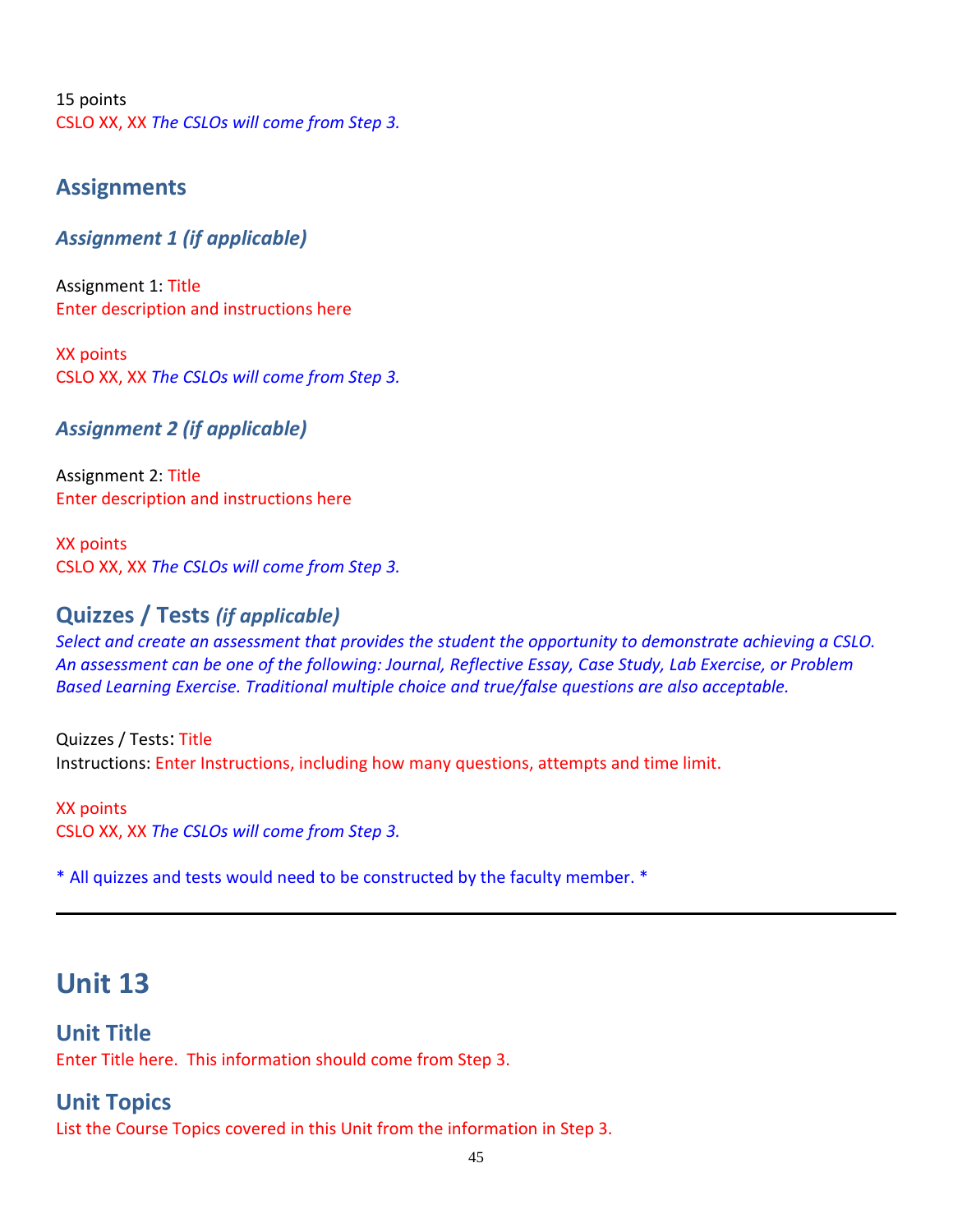15 points
CSLO XX, XX *The CSLOs will come from Step 3.*

## Assignments

### *Assignment 1 (if applicable)*

Assignment 1: Title
Enter description and instructions here

XX points
CSLO XX, XX *The CSLOs will come from Step 3.*

### *Assignment 2 (if applicable)*

Assignment 2: Title
Enter description and instructions here

XX points
CSLO XX, XX *The CSLOs will come from Step 3.*

## Quizzes / Tests *(if applicable)*

*Select and create an assessment that provides the student the opportunity to demonstrate achieving a CSLO. An assessment can be one of the following: Journal, Reflective Essay, Case Study, Lab Exercise, or Problem Based Learning Exercise. Traditional multiple choice and true/false questions are also acceptable.*

Quizzes / Tests: Title
Instructions: Enter Instructions, including how many questions, attempts and time limit.

XX points
CSLO XX, XX *The CSLOs will come from Step 3.*

* All quizzes and tests would need to be constructed by the faculty member. *

---

# Unit 13

## Unit Title

Enter Title here. This information should come from Step 3.

## Unit Topics

List the Course Topics covered in this Unit from the information in Step 3.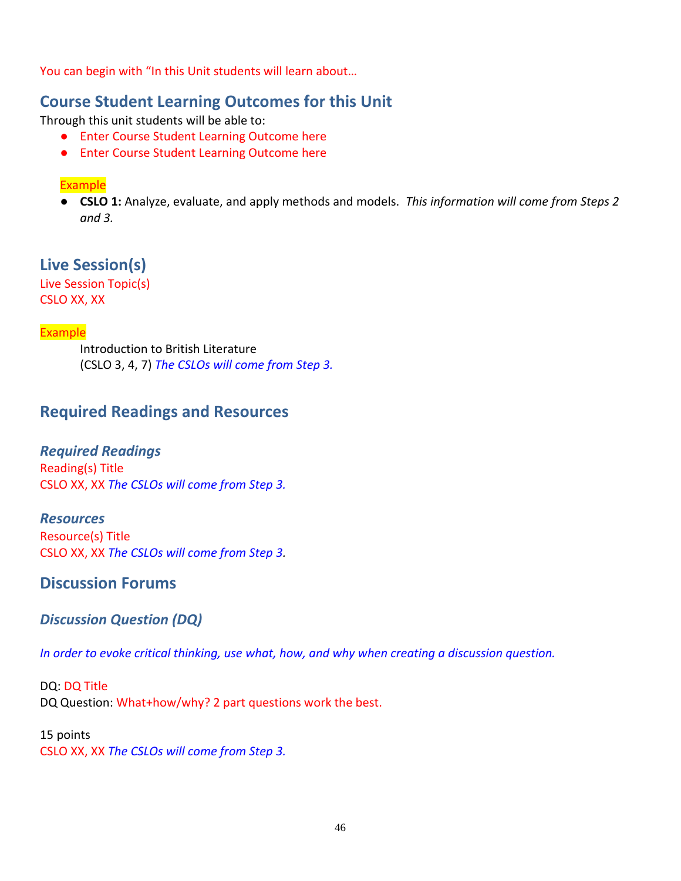You can begin with "In this Unit students will learn about…

## Course Student Learning Outcomes for this Unit

Through this unit students will be able to:

- Enter Course Student Learning Outcome here
- Enter Course Student Learning Outcome here

Example

- **CSLO 1:** Analyze, evaluate, and apply methods and models. *This information will come from Steps 2 and 3.*

## Live Session(s)

Live Session Topic(s)
CSLO XX, XX

Example

Introduction to British Literature
(CSLO 3, 4, 7) *The CSLOs will come from Step 3.*

## Required Readings and Resources

### *Required Readings*

Reading(s) Title
CSLO XX, XX *The CSLOs will come from Step 3.*

### *Resources*

Resource(s) Title
CSLO XX, XX *The CSLOs will come from Step 3*.

## Discussion Forums

### *Discussion Question (DQ)*

*In order to evoke critical thinking, use what, how, and why when creating a discussion question.*

DQ: DQ Title
DQ Question: What+how/why? 2 part questions work the best.

15 points
CSLO XX, XX *The CSLOs will come from Step 3.*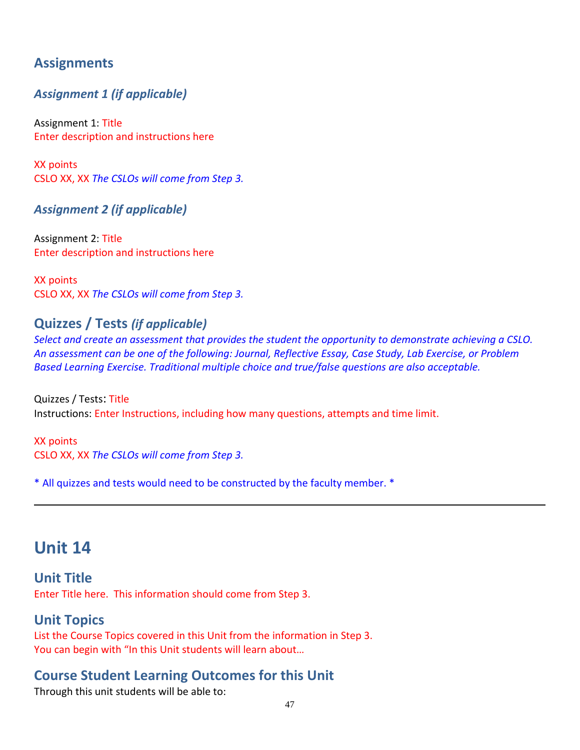## Assignments

### *Assignment 1 (if applicable)*

Assignment 1: Title
Enter description and instructions here

XX points
CSLO XX, XX *The CSLOs will come from Step 3.*

### *Assignment 2 (if applicable)*

Assignment 2: Title
Enter description and instructions here

XX points
CSLO XX, XX *The CSLOs will come from Step 3.*

## Quizzes / Tests *(if applicable)*

*Select and create an assessment that provides the student the opportunity to demonstrate achieving a CSLO. An assessment can be one of the following: Journal, Reflective Essay, Case Study, Lab Exercise, or Problem Based Learning Exercise. Traditional multiple choice and true/false questions are also acceptable.*

Quizzes / Tests: Title
Instructions: Enter Instructions, including how many questions, attempts and time limit.

XX points
CSLO XX, XX *The CSLOs will come from Step 3.*

* All quizzes and tests would need to be constructed by the faculty member. *

---

# Unit 14

## Unit Title

Enter Title here. This information should come from Step 3.

## Unit Topics

List the Course Topics covered in this Unit from the information in Step 3.
You can begin with "In this Unit students will learn about…

## Course Student Learning Outcomes for this Unit

Through this unit students will be able to: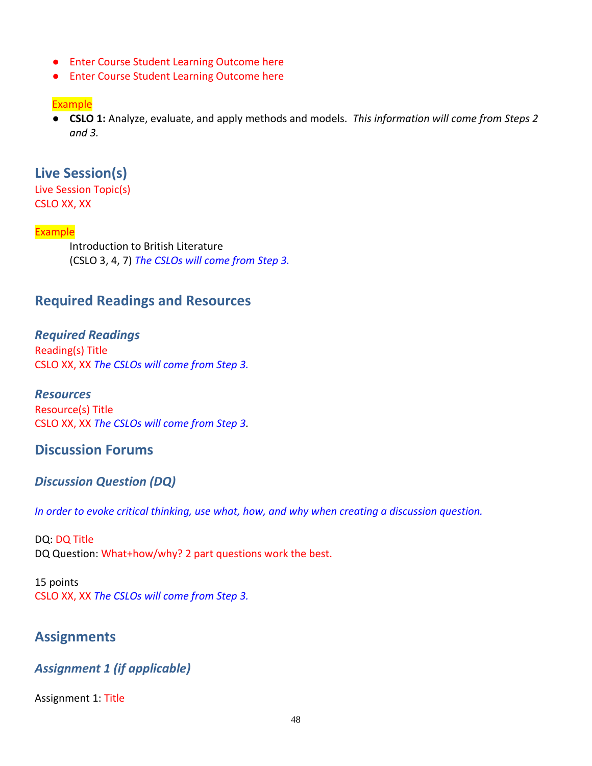- Enter Course Student Learning Outcome here
- Enter Course Student Learning Outcome here

Example

- **CSLO 1:** Analyze, evaluate, and apply methods and models. *This information will come from Steps 2 and 3.*

## Live Session(s)

Live Session Topic(s)
CSLO XX, XX

Example

Introduction to British Literature
(CSLO 3, 4, 7) *The CSLOs will come from Step 3.*

## Required Readings and Resources

### *Required Readings*

Reading(s) Title
CSLO XX, XX *The CSLOs will come from Step 3.*

### *Resources*

Resource(s) Title
CSLO XX, XX *The CSLOs will come from Step 3.*

## Discussion Forums

### *Discussion Question (DQ)*

*In order to evoke critical thinking, use what, how, and why when creating a discussion question.*

DQ: DQ Title
DQ Question: What+how/why? 2 part questions work the best.

15 points
CSLO XX, XX *The CSLOs will come from Step 3.*

## Assignments

### *Assignment 1 (if applicable)*

Assignment 1: Title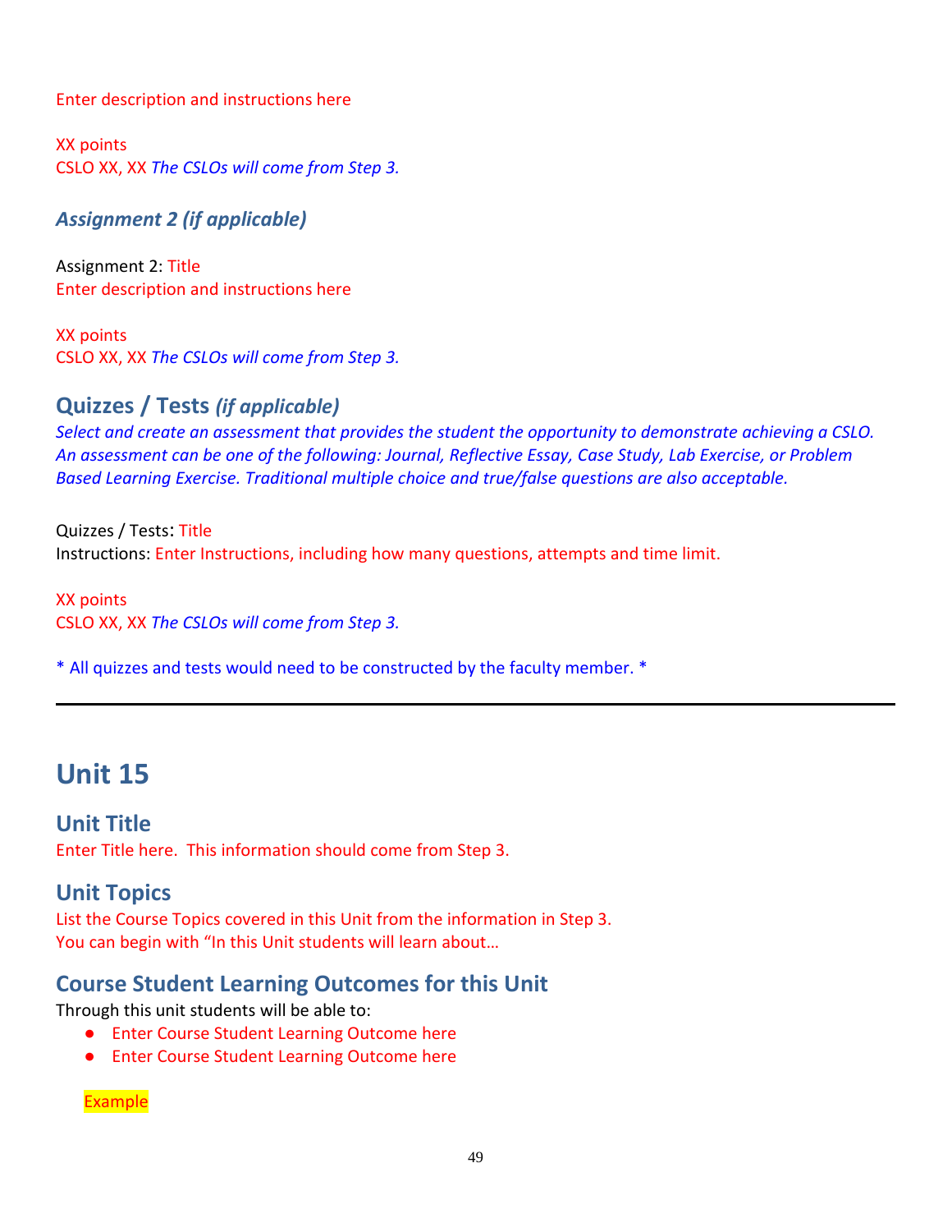Enter description and instructions here

XX points
CSLO XX, XX *The CSLOs will come from Step 3.*

### *Assignment 2 (if applicable)*

Assignment 2: Title
Enter description and instructions here

XX points
CSLO XX, XX *The CSLOs will come from Step 3.*

## Quizzes / Tests *(if applicable)*

*Select and create an assessment that provides the student the opportunity to demonstrate achieving a CSLO. An assessment can be one of the following: Journal, Reflective Essay, Case Study, Lab Exercise, or Problem Based Learning Exercise. Traditional multiple choice and true/false questions are also acceptable.*

Quizzes / Tests: Title
Instructions: Enter Instructions, including how many questions, attempts and time limit.

XX points
CSLO XX, XX *The CSLOs will come from Step 3.*

* All quizzes and tests would need to be constructed by the faculty member. *

---

# Unit 15

## Unit Title

Enter Title here. This information should come from Step 3.

## Unit Topics

List the Course Topics covered in this Unit from the information in Step 3.
You can begin with "In this Unit students will learn about…

## Course Student Learning Outcomes for this Unit

Through this unit students will be able to:

- Enter Course Student Learning Outcome here
- Enter Course Student Learning Outcome here

Example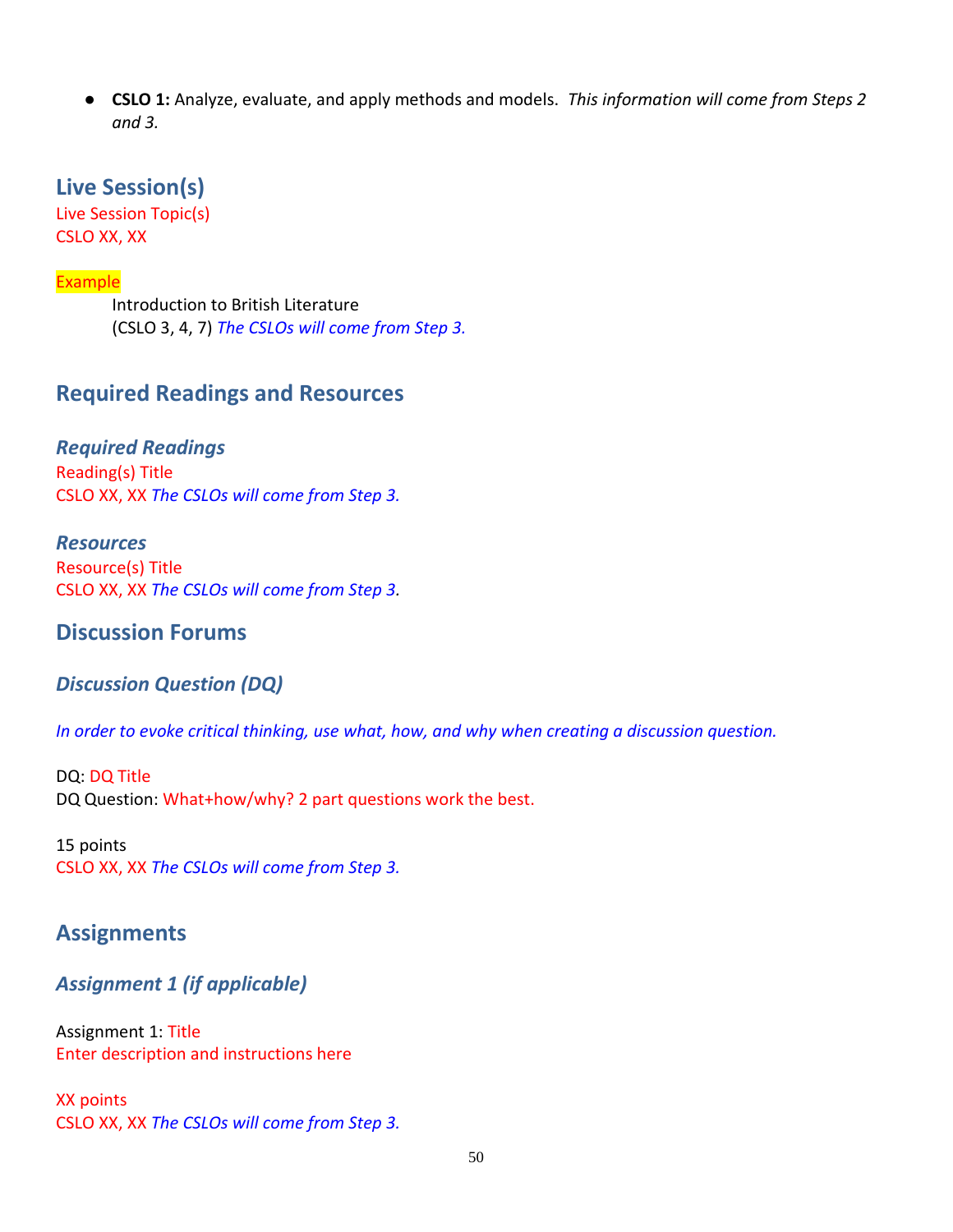- **CSLO 1:** Analyze, evaluate, and apply methods and models. *This information will come from Steps 2 and 3.*

## Live Session(s)

Live Session Topic(s)
CSLO XX, XX

Example

Introduction to British Literature
(CSLO 3, 4, 7) *The CSLOs will come from Step 3.*

## Required Readings and Resources

### *Required Readings*

Reading(s) Title
CSLO XX, XX *The CSLOs will come from Step 3.*

### *Resources*

Resource(s) Title
CSLO XX, XX *The CSLOs will come from Step 3.*

## Discussion Forums

### *Discussion Question (DQ)*

*In order to evoke critical thinking, use what, how, and why when creating a discussion question.*

DQ: DQ Title
DQ Question: What+how/why? 2 part questions work the best.

15 points
CSLO XX, XX *The CSLOs will come from Step 3.*

## Assignments

### *Assignment 1 (if applicable)*

Assignment 1: Title
Enter description and instructions here

XX points
CSLO XX, XX *The CSLOs will come from Step 3.*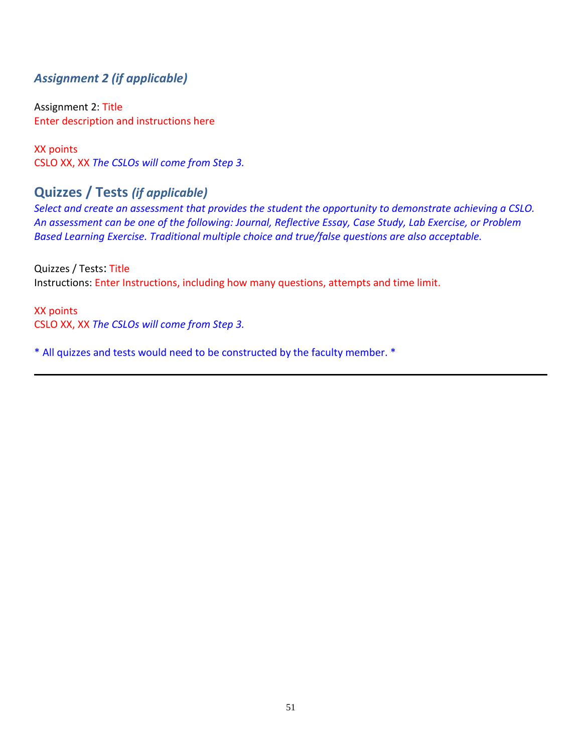### *Assignment 2 (if applicable)*

Assignment 2: Title
Enter description and instructions here

XX points
CSLO XX, XX *The CSLOs will come from Step 3.*

## Quizzes / Tests *(if applicable)*

*Select and create an assessment that provides the student the opportunity to demonstrate achieving a CSLO. An assessment can be one of the following: Journal, Reflective Essay, Case Study, Lab Exercise, or Problem Based Learning Exercise. Traditional multiple choice and true/false questions are also acceptable.*

Quizzes / Tests: Title
Instructions: Enter Instructions, including how many questions, attempts and time limit.

XX points
CSLO XX, XX *The CSLOs will come from Step 3.*

\* All quizzes and tests would need to be constructed by the faculty member. *

---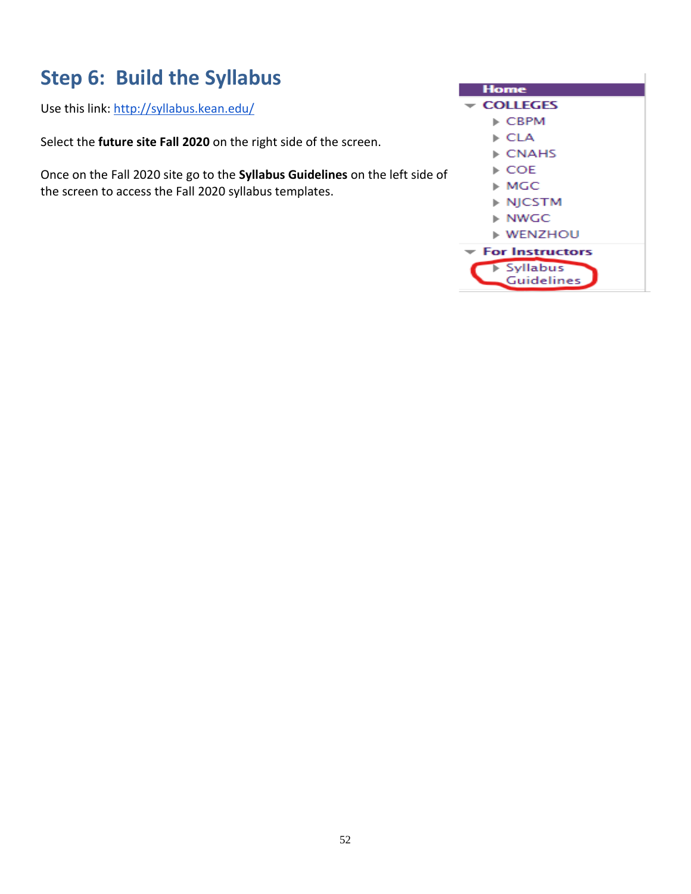## Step 6: Build the Syllabus

Use this link: http://syllabus.kean.edu/

Select the **future site Fall 2020** on the right side of the screen.

Once on the Fall 2020 site go to the **Syllabus Guidelines** on the left side of the screen to access the Fall 2020 syllabus templates.

- Home
- COLLEGES
  - CBPM
  - CLA
  - CNAHS
  - COE
  - MGC
  - NJCSTM
  - NWGC
  - WENZHOU
- For Instructors
  - Syllabus Guidelines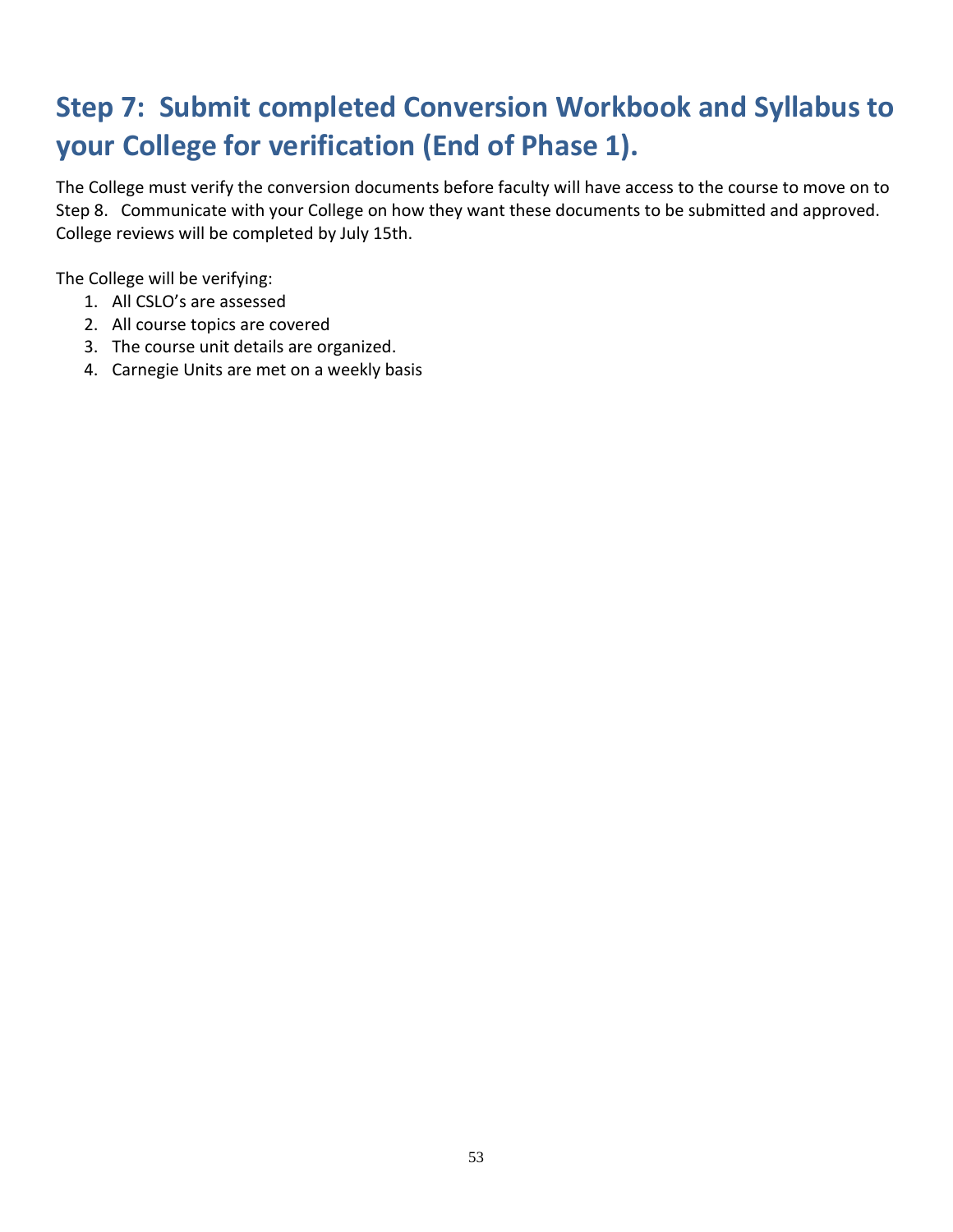# Step 7: Submit completed Conversion Workbook and Syllabus to your College for verification (End of Phase 1).

The College must verify the conversion documents before faculty will have access to the course to move on to Step 8. Communicate with your College on how they want these documents to be submitted and approved. College reviews will be completed by July 15th.

The College will be verifying:

1. All CSLO's are assessed
2. All course topics are covered
3. The course unit details are organized.
4. Carnegie Units are met on a weekly basis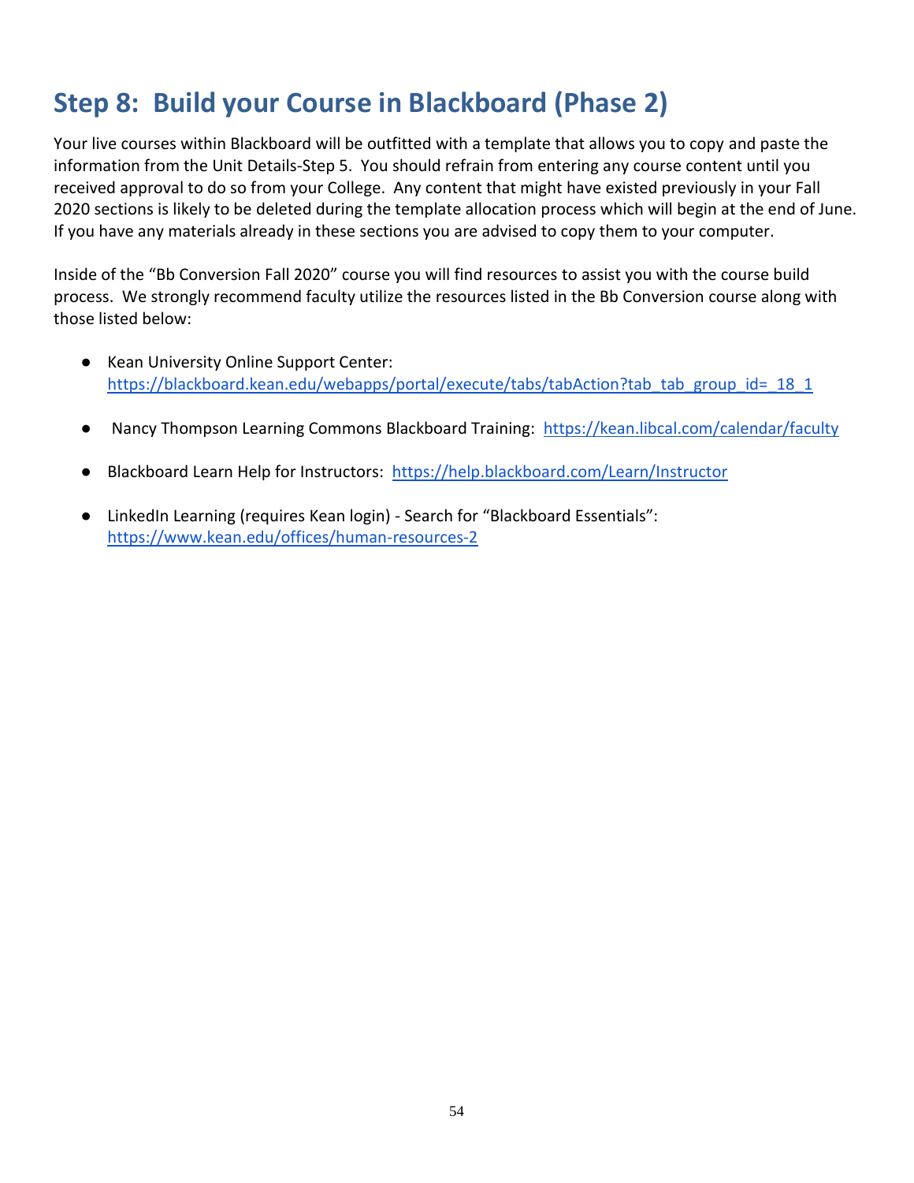# Step 8: Build your Course in Blackboard (Phase 2)

Your live courses within Blackboard will be outfitted with a template that allows you to copy and paste the information from the Unit Details-Step 5. You should refrain from entering any course content until you received approval to do so from your College. Any content that might have existed previously in your Fall 2020 sections is likely to be deleted during the template allocation process which will begin at the end of June. If you have any materials already in these sections you are advised to copy them to your computer.

Inside of the "Bb Conversion Fall 2020" course you will find resources to assist you with the course build process. We strongly recommend faculty utilize the resources listed in the Bb Conversion course along with those listed below:

- Kean University Online Support Center: https://blackboard.kean.edu/webapps/portal/execute/tabs/tabAction?tab_tab_group_id=_18_1
- Nancy Thompson Learning Commons Blackboard Training: https://kean.libcal.com/calendar/faculty
- Blackboard Learn Help for Instructors: https://help.blackboard.com/Learn/Instructor
- LinkedIn Learning (requires Kean login) - Search for "Blackboard Essentials": https://www.kean.edu/offices/human-resources-2